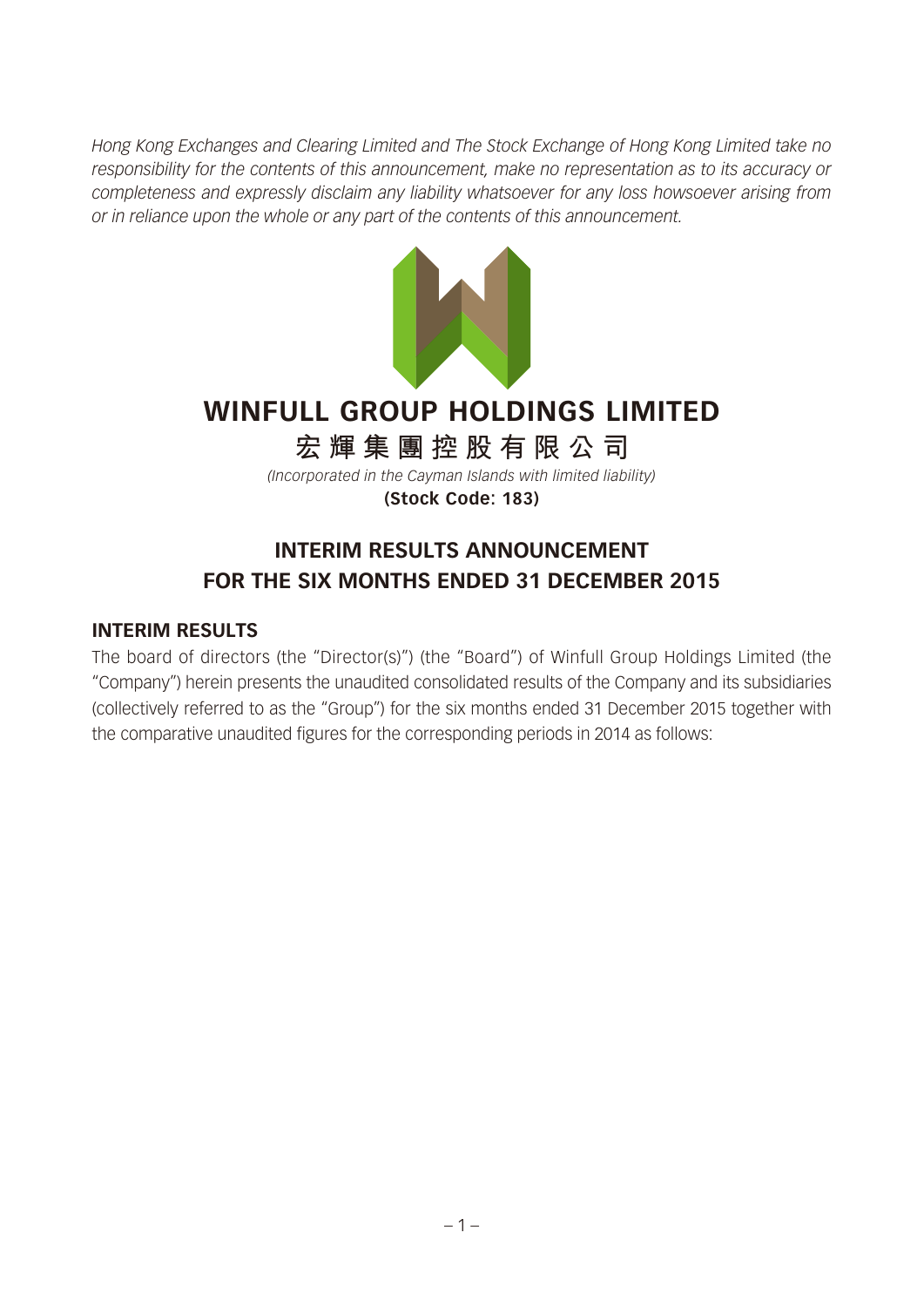*Hong Kong Exchanges and Clearing Limited and The Stock Exchange of Hong Kong Limited take no responsibility for the contents of this announcement, make no representation as to its accuracy or completeness and expressly disclaim any liability whatsoever for any loss howsoever arising from or in reliance upon the whole or any part of the contents of this announcement.*

# WINFULL GROUP HOLDINGS LIMITED

## 宏輝集團控股有限公司

*(Incorporated in the Cayman Islands with limited liability)*

**(Stock Code: 183)**

## INTERIM RESULTS ANNOUNCEMENT FOR THE SIX MONTHS ENDED 31 DECEMBER 2015

### INTERIM RESULTS

The board of directors (the "Director(s)") (the "Board") of Winfull Group Holdings Limited (the "Company") herein presents the unaudited consolidated results of the Company and its subsidiaries (collectively referred to as the "Group") for the six months ended 31 December 2015 together with the comparative unaudited figures for the corresponding periods in 2014 as follows: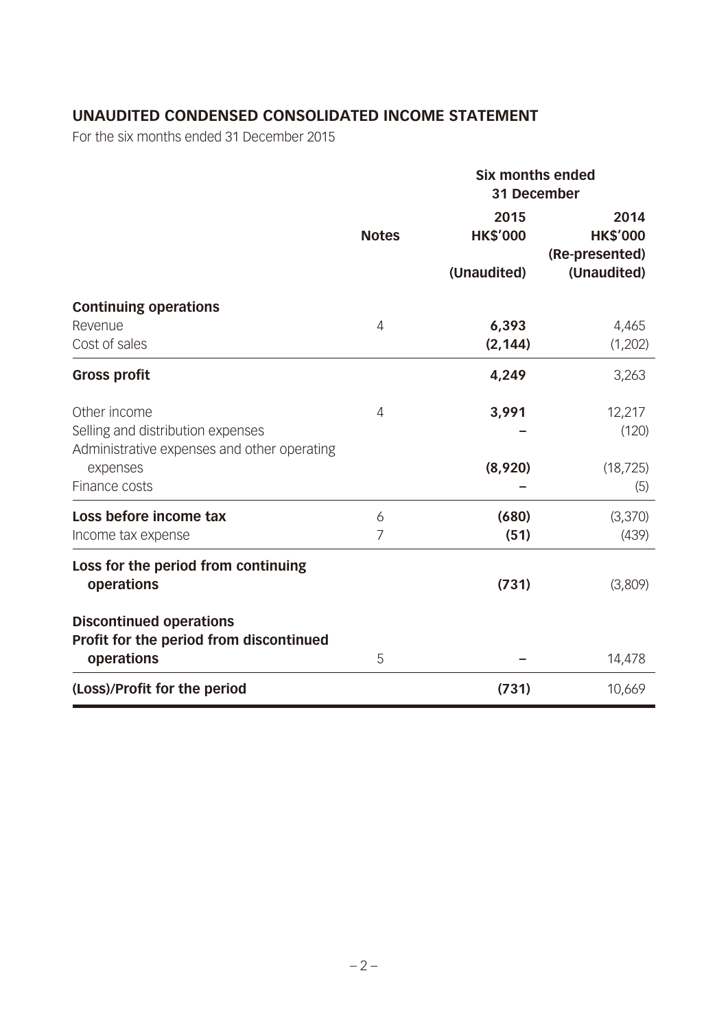## UNAUDITED CONDENSED CONSOLIDATED INCOME STATEMENT

For the six months ended 31 December 2015

| | Notes | Six months ended 31 December | |
|---|---|---|---|
| | | **2015** | **2014** |
| | | **HK$'000** | **HK$'000** |
| | | | **(Re-presented)** |
| | | **(Unaudited)** | **(Unaudited)** |
| **Continuing operations** | | | |
| Revenue | 4 | **6,393** | 4,465 |
| Cost of sales | | **(2,144)** | (1,202) |
| **Gross profit** | | **4,249** | 3,263 |
| Other income | 4 | **3,991** | 12,217 |
| Selling and distribution expenses | | **–** | (120) |
| Administrative expenses and other operating expenses | | **(8,920)** | (18,725) |
| Finance costs | | **–** | (5) |
| **Loss before income tax** | 6 | **(680)** | (3,370) |
| Income tax expense | 7 | **(51)** | (439) |
| **Loss for the period from continuing operations** | | **(731)** | (3,809) |
| **Discontinued operations** | | | |
| **Profit for the period from discontinued operations** | 5 | **–** | 14,478 |
| **(Loss)/Profit for the period** | | **(731)** | 10,669 |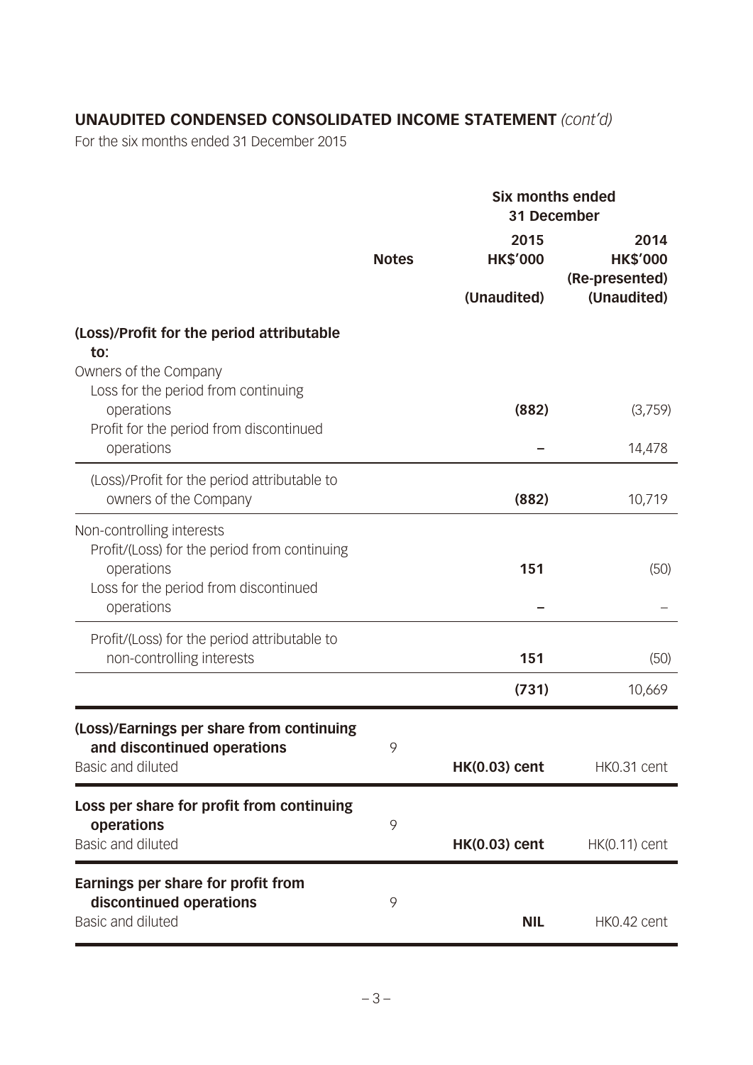## UNAUDITED CONDENSED CONSOLIDATED INCOME STATEMENT *(cont'd)*

For the six months ended 31 December 2015

| | Notes | Six months ended 31 December 2015 HK$'000 (Unaudited) | 2014 HK$'000 (Re-presented) (Unaudited) |
|---|---|---|---|
| **(Loss)/Profit for the period attributable to:** | | | |
| Owners of the Company | | | |
| Loss for the period from continuing operations | | **(882)** | (3,759) |
| Profit for the period from discontinued operations | | **–** | 14,478 |
| (Loss)/Profit for the period attributable to owners of the Company | | **(882)** | 10,719 |
| Non-controlling interests | | | |
| Profit/(Loss) for the period from continuing operations | | **151** | (50) |
| Loss for the period from discontinued operations | | **–** | – |
| Profit/(Loss) for the period attributable to non-controlling interests | | **151** | (50) |
| | | **(731)** | 10,669 |
| **(Loss)/Earnings per share from continuing and discontinued operations** | 9 | | |
| Basic and diluted | | **HK(0.03) cent** | HK0.31 cent |
| **Loss per share for profit from continuing operations** | 9 | | |
| Basic and diluted | | **HK(0.03) cent** | HK(0.11) cent |
| **Earnings per share for profit from discontinued operations** | 9 | | |
| Basic and diluted | | **NIL** | HK0.42 cent |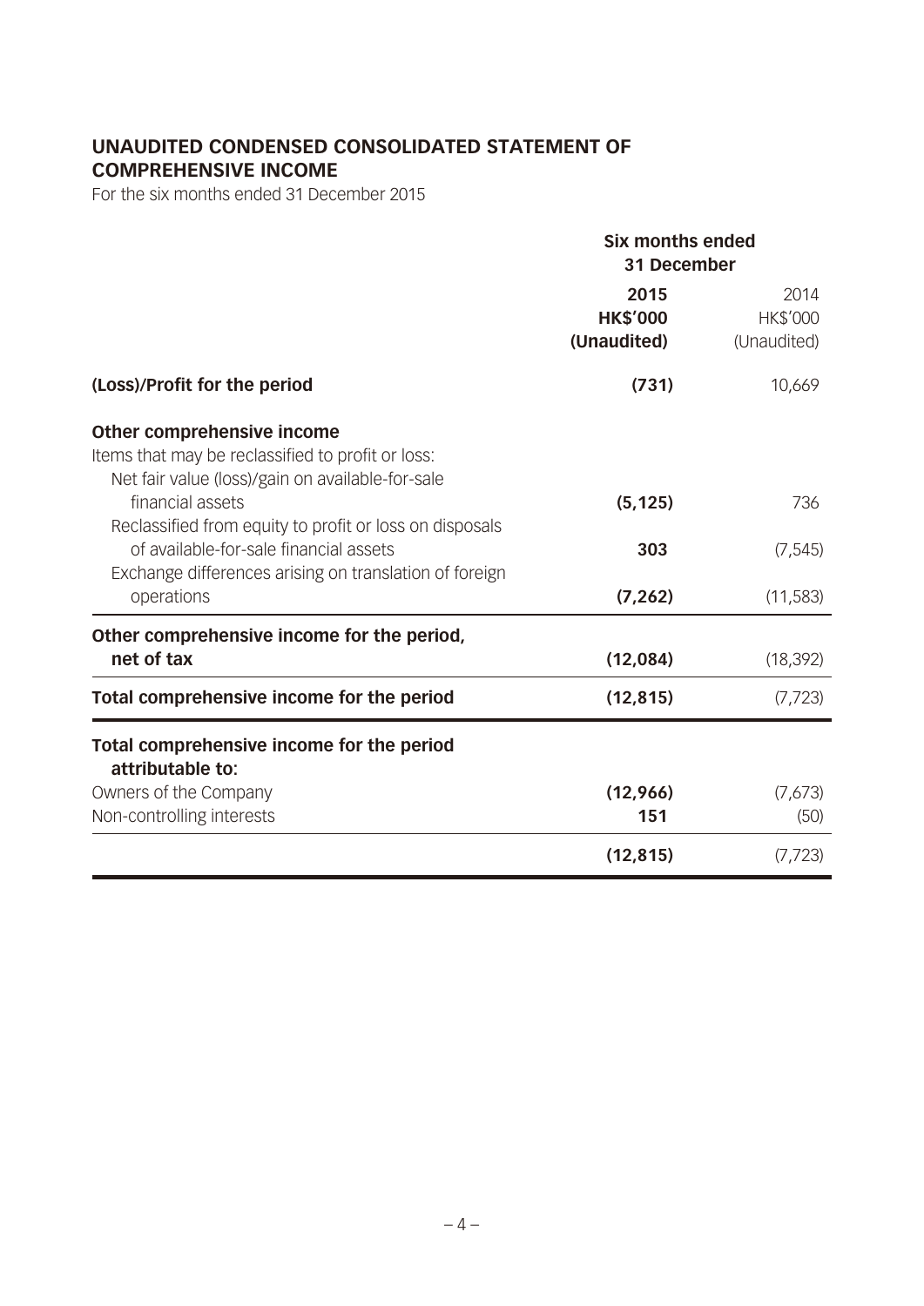# UNAUDITED CONDENSED CONSOLIDATED STATEMENT OF COMPREHENSIVE INCOME

For the six months ended 31 December 2015

| | Six months ended 31 December | |
|---|---|---|
| | **2015** | 2014 |
| | **HK$'000** | HK$'000 |
| | **(Unaudited)** | (Unaudited) |
| **(Loss)/Profit for the period** | **(731)** | 10,669 |
| **Other comprehensive income** | | |
| Items that may be reclassified to profit or loss: | | |
| Net fair value (loss)/gain on available-for-sale financial assets | **(5,125)** | 736 |
| Reclassified from equity to profit or loss on disposals of available-for-sale financial assets | **303** | (7,545) |
| Exchange differences arising on translation of foreign operations | **(7,262)** | (11,583) |
| **Other comprehensive income for the period, net of tax** | **(12,084)** | (18,392) |
| **Total comprehensive income for the period** | **(12,815)** | (7,723) |
| **Total comprehensive income for the period attributable to:** | | |
| Owners of the Company | **(12,966)** | (7,673) |
| Non-controlling interests | **151** | (50) |
| | **(12,815)** | (7,723) |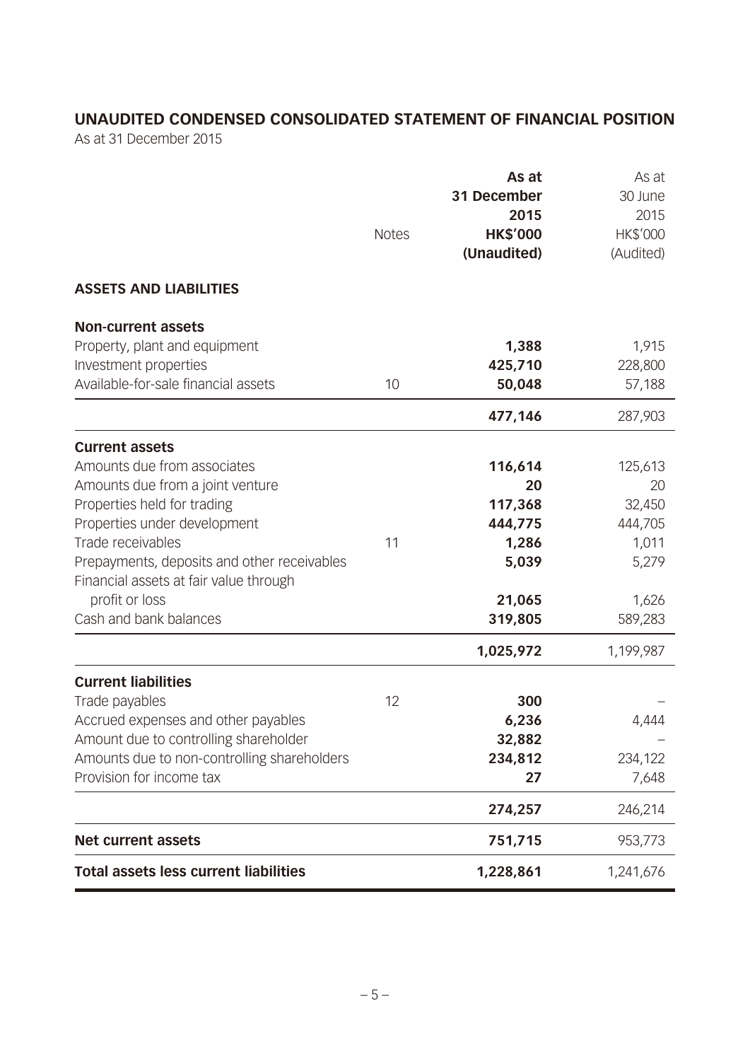## UNAUDITED CONDENSED CONSOLIDATED STATEMENT OF FINANCIAL POSITION

As at 31 December 2015

| | Notes | **As at 31 December 2015 HK$'000 (Unaudited)** | As at 30 June 2015 HK$'000 (Audited) |
|---|---|---|---|
| **ASSETS AND LIABILITIES** | | | |
| **Non-current assets** | | | |
| Property, plant and equipment | | **1,388** | 1,915 |
| Investment properties | | **425,710** | 228,800 |
| Available-for-sale financial assets | 10 | **50,048** | 57,188 |
| | | **477,146** | 287,903 |
| **Current assets** | | | |
| Amounts due from associates | | **116,614** | 125,613 |
| Amounts due from a joint venture | | **20** | 20 |
| Properties held for trading | | **117,368** | 32,450 |
| Properties under development | | **444,775** | 444,705 |
| Trade receivables | 11 | **1,286** | 1,011 |
| Prepayments, deposits and other receivables | | **5,039** | 5,279 |
| Financial assets at fair value through profit or loss | | **21,065** | 1,626 |
| Cash and bank balances | | **319,805** | 589,283 |
| | | **1,025,972** | 1,199,987 |
| **Current liabilities** | | | |
| Trade payables | 12 | **300** | – |
| Accrued expenses and other payables | | **6,236** | 4,444 |
| Amount due to controlling shareholder | | **32,882** | – |
| Amounts due to non-controlling shareholders | | **234,812** | 234,122 |
| Provision for income tax | | **27** | 7,648 |
| | | **274,257** | 246,214 |
| **Net current assets** | | **751,715** | 953,773 |
| **Total assets less current liabilities** | | **1,228,861** | 1,241,676 |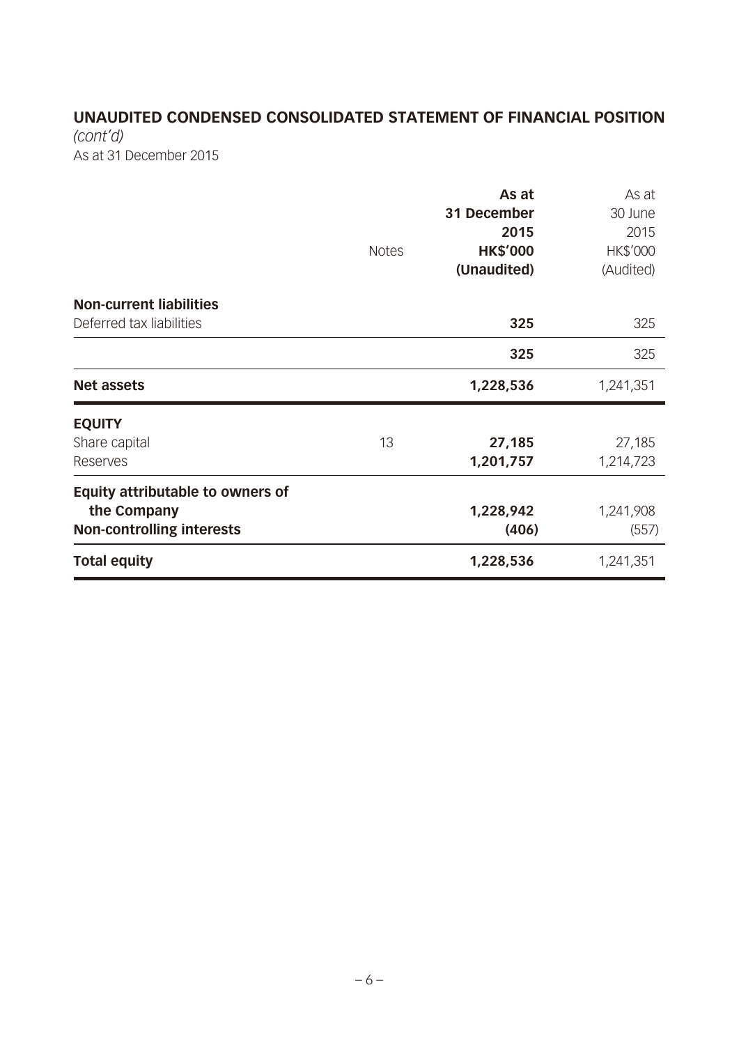## UNAUDITED CONDENSED CONSOLIDATED STATEMENT OF FINANCIAL POSITION

*(cont'd)*

As at 31 December 2015

| | Notes | As at 31 December 2015 HK$'000 (Unaudited) | As at 30 June 2015 HK$'000 (Audited) |
|---|---|---|---|
| **Non-current liabilities** | | | |
| Deferred tax liabilities | | **325** | 325 |
| | | **325** | 325 |
| **Net assets** | | **1,228,536** | 1,241,351 |
| **EQUITY** | | | |
| Share capital | 13 | **27,185** | 27,185 |
| Reserves | | **1,201,757** | 1,214,723 |
| **Equity attributable to owners of the Company** | | **1,228,942** | 1,241,908 |
| **Non-controlling interests** | | **(406)** | (557) |
| **Total equity** | | **1,228,536** | 1,241,351 |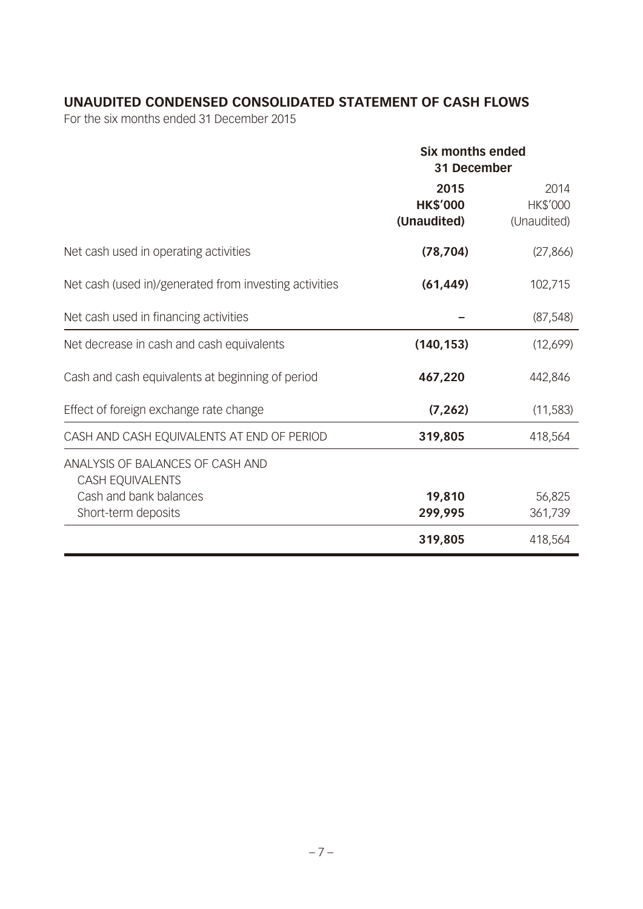## UNAUDITED CONDENSED CONSOLIDATED STATEMENT OF CASH FLOWS

For the six months ended 31 December 2015

| | Six months ended 31 December | |
|---|---|---|
| | **2015** | 2014 |
| | **HK$'000** | HK$'000 |
| | **(Unaudited)** | (Unaudited) |
| Net cash used in operating activities | **(78,704)** | (27,866) |
| Net cash (used in)/generated from investing activities | **(61,449)** | 102,715 |
| Net cash used in financing activities | **–** | (87,548) |
| Net decrease in cash and cash equivalents | **(140,153)** | (12,699) |
| Cash and cash equivalents at beginning of period | **467,220** | 442,846 |
| Effect of foreign exchange rate change | **(7,262)** | (11,583) |
| CASH AND CASH EQUIVALENTS AT END OF PERIOD | **319,805** | 418,564 |
| ANALYSIS OF BALANCES OF CASH AND CASH EQUIVALENTS | | |
| Cash and bank balances | **19,810** | 56,825 |
| Short-term deposits | **299,995** | 361,739 |
| | **319,805** | 418,564 |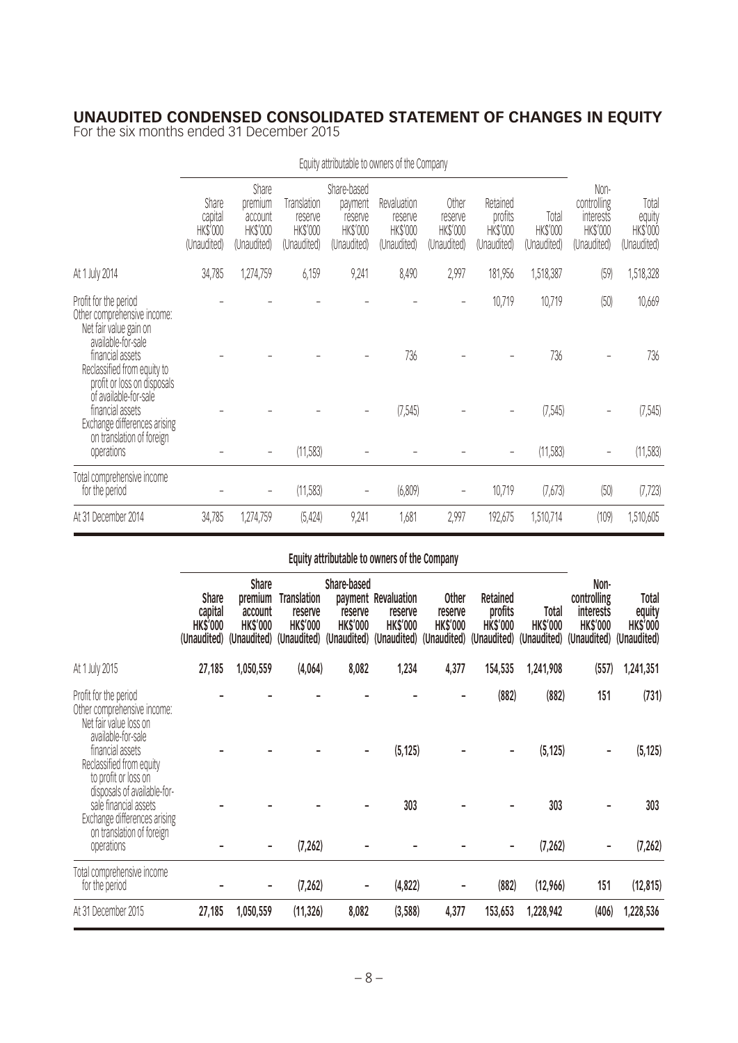# UNAUDITED CONDENSED CONSOLIDATED STATEMENT OF CHANGES IN EQUITY

For the six months ended 31 December 2015

| | Equity attributable to owners of the Company | | | | | | | | | |
|---|---|---|---|---|---|---|---|---|---|---|
| | Share capital HK$'000 (Unaudited) | Share premium account HK$'000 (Unaudited) | Translation reserve HK$'000 (Unaudited) | Share-based payment reserve HK$'000 (Unaudited) | Revaluation reserve HK$'000 (Unaudited) | Other reserve HK$'000 (Unaudited) | Retained profits HK$'000 (Unaudited) | Total HK$'000 (Unaudited) | Non-controlling interests HK$'000 (Unaudited) | Total equity HK$'000 (Unaudited) |
| At 1 July 2014 | 34,785 | 1,274,759 | 6,159 | 9,241 | 8,490 | 2,997 | 181,956 | 1,518,387 | (59) | 1,518,328 |
| Profit for the period | – | – | – | – | – | – | 10,719 | 10,719 | (50) | 10,669 |
| Other comprehensive income: | | | | | | | | | | |
| Net fair value gain on available-for-sale financial assets | – | – | – | – | 736 | – | – | 736 | – | 736 |
| Reclassified from equity to profit or loss on disposals of available-for-sale financial assets | – | – | – | – | (7,545) | – | – | (7,545) | – | (7,545) |
| Exchange differences arising on translation of foreign operations | – | – | (11,583) | – | – | – | – | (11,583) | – | (11,583) |
| Total comprehensive income for the period | – | – | (11,583) | – | (6,809) | – | 10,719 | (7,673) | (50) | (7,723) |
| At 31 December 2014 | 34,785 | 1,274,759 | (5,424) | 9,241 | 1,681 | 2,997 | 192,675 | 1,510,714 | (109) | 1,510,605 |

| | **Equity attributable to owners of the Company** | | | | | | | | | |
|---|---|---|---|---|---|---|---|---|---|---|
| | **Share capital HK$'000 (Unaudited)** | **Share premium account HK$'000 (Unaudited)** | **Translation reserve HK$'000 (Unaudited)** | **Share-based payment reserve HK$'000 (Unaudited)** | **Revaluation reserve HK$'000 (Unaudited)** | **Other reserve HK$'000 (Unaudited)** | **Retained profits HK$'000 (Unaudited)** | **Total HK$'000 (Unaudited)** | **Non-controlling interests HK$'000 (Unaudited)** | **Total equity HK$'000 (Unaudited)** |
| At 1 July 2015 | **27,185** | **1,050,559** | **(4,064)** | **8,082** | **1,234** | **4,377** | **154,535** | **1,241,908** | **(557)** | **1,241,351** |
| Profit for the period | **–** | **–** | **–** | **–** | **–** | **–** | **(882)** | **(882)** | **151** | **(731)** |
| Other comprehensive income: | | | | | | | | | | |
| Net fair value loss on available-for-sale financial assets | **–** | **–** | **–** | **–** | **(5,125)** | **–** | **–** | **(5,125)** | **–** | **(5,125)** |
| Reclassified from equity to profit or loss on disposals of available-for-sale financial assets | **–** | **–** | **–** | **–** | **303** | **–** | **–** | **303** | **–** | **303** |
| Exchange differences arising on translation of foreign operations | **–** | **–** | **(7,262)** | **–** | **–** | **–** | **–** | **(7,262)** | **–** | **(7,262)** |
| Total comprehensive income for the period | **–** | **–** | **(7,262)** | **–** | **(4,822)** | **–** | **(882)** | **(12,966)** | **151** | **(12,815)** |
| At 31 December 2015 | **27,185** | **1,050,559** | **(11,326)** | **8,082** | **(3,588)** | **4,377** | **153,653** | **1,228,942** | **(406)** | **1,228,536** |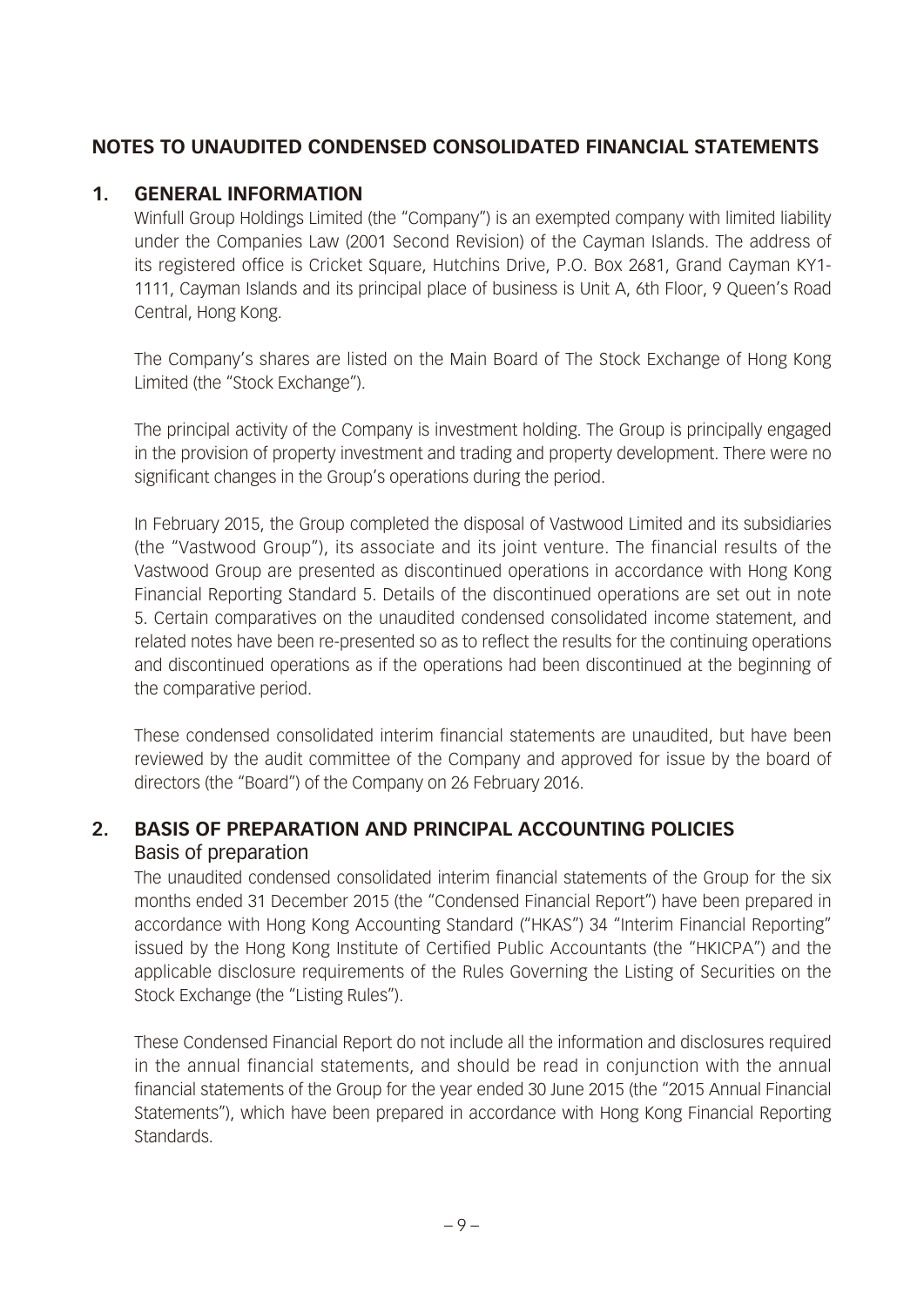# NOTES TO UNAUDITED CONDENSED CONSOLIDATED FINANCIAL STATEMENTS

## 1. GENERAL INFORMATION

Winfull Group Holdings Limited (the "Company") is an exempted company with limited liability under the Companies Law (2001 Second Revision) of the Cayman Islands. The address of its registered office is Cricket Square, Hutchins Drive, P.O. Box 2681, Grand Cayman KY1-1111, Cayman Islands and its principal place of business is Unit A, 6th Floor, 9 Queen's Road Central, Hong Kong.

The Company's shares are listed on the Main Board of The Stock Exchange of Hong Kong Limited (the "Stock Exchange").

The principal activity of the Company is investment holding. The Group is principally engaged in the provision of property investment and trading and property development. There were no significant changes in the Group's operations during the period.

In February 2015, the Group completed the disposal of Vastwood Limited and its subsidiaries (the "Vastwood Group"), its associate and its joint venture. The financial results of the Vastwood Group are presented as discontinued operations in accordance with Hong Kong Financial Reporting Standard 5. Details of the discontinued operations are set out in note 5. Certain comparatives on the unaudited condensed consolidated income statement, and related notes have been re-presented so as to reflect the results for the continuing operations and discontinued operations as if the operations had been discontinued at the beginning of the comparative period.

These condensed consolidated interim financial statements are unaudited, but have been reviewed by the audit committee of the Company and approved for issue by the board of directors (the "Board") of the Company on 26 February 2016.

## 2. BASIS OF PREPARATION AND PRINCIPAL ACCOUNTING POLICIES

### Basis of preparation

The unaudited condensed consolidated interim financial statements of the Group for the six months ended 31 December 2015 (the "Condensed Financial Report") have been prepared in accordance with Hong Kong Accounting Standard ("HKAS") 34 "Interim Financial Reporting" issued by the Hong Kong Institute of Certified Public Accountants (the "HKICPA") and the applicable disclosure requirements of the Rules Governing the Listing of Securities on the Stock Exchange (the "Listing Rules").

These Condensed Financial Report do not include all the information and disclosures required in the annual financial statements, and should be read in conjunction with the annual financial statements of the Group for the year ended 30 June 2015 (the "2015 Annual Financial Statements"), which have been prepared in accordance with Hong Kong Financial Reporting Standards.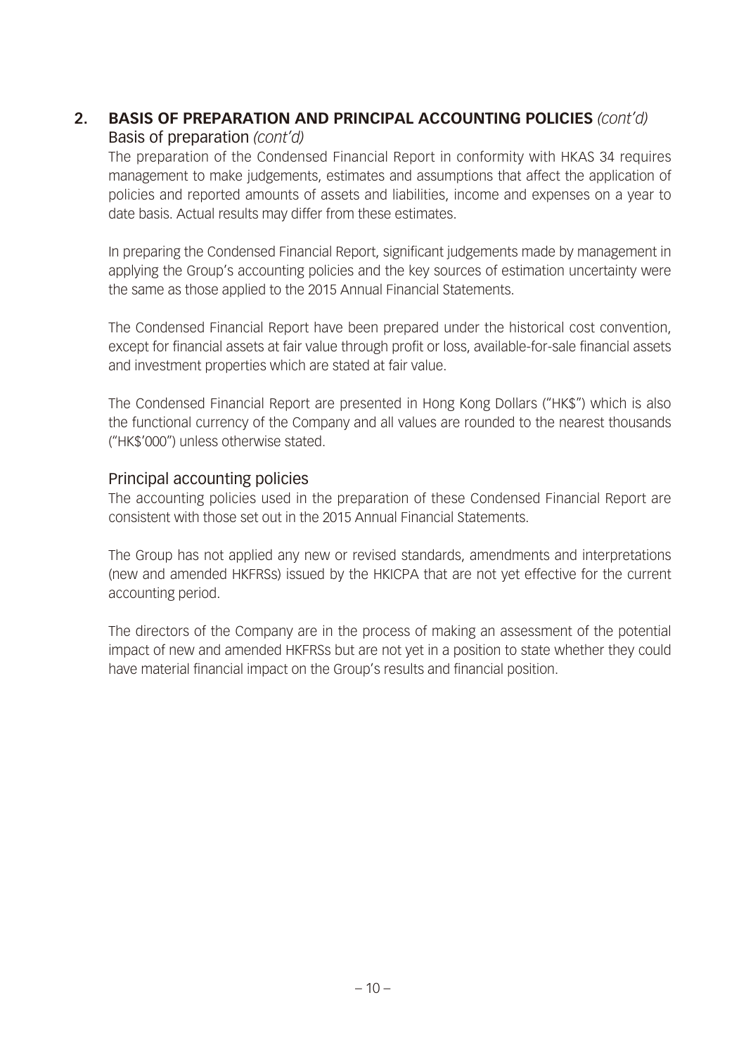## 2. BASIS OF PREPARATION AND PRINCIPAL ACCOUNTING POLICIES *(cont'd)*

### Basis of preparation *(cont'd)*

The preparation of the Condensed Financial Report in conformity with HKAS 34 requires management to make judgements, estimates and assumptions that affect the application of policies and reported amounts of assets and liabilities, income and expenses on a year to date basis. Actual results may differ from these estimates.

In preparing the Condensed Financial Report, significant judgements made by management in applying the Group's accounting policies and the key sources of estimation uncertainty were the same as those applied to the 2015 Annual Financial Statements.

The Condensed Financial Report have been prepared under the historical cost convention, except for financial assets at fair value through profit or loss, available-for-sale financial assets and investment properties which are stated at fair value.

The Condensed Financial Report are presented in Hong Kong Dollars ("HK$") which is also the functional currency of the Company and all values are rounded to the nearest thousands ("HK$'000") unless otherwise stated.

### Principal accounting policies

The accounting policies used in the preparation of these Condensed Financial Report are consistent with those set out in the 2015 Annual Financial Statements.

The Group has not applied any new or revised standards, amendments and interpretations (new and amended HKFRSs) issued by the HKICPA that are not yet effective for the current accounting period.

The directors of the Company are in the process of making an assessment of the potential impact of new and amended HKFRSs but are not yet in a position to state whether they could have material financial impact on the Group's results and financial position.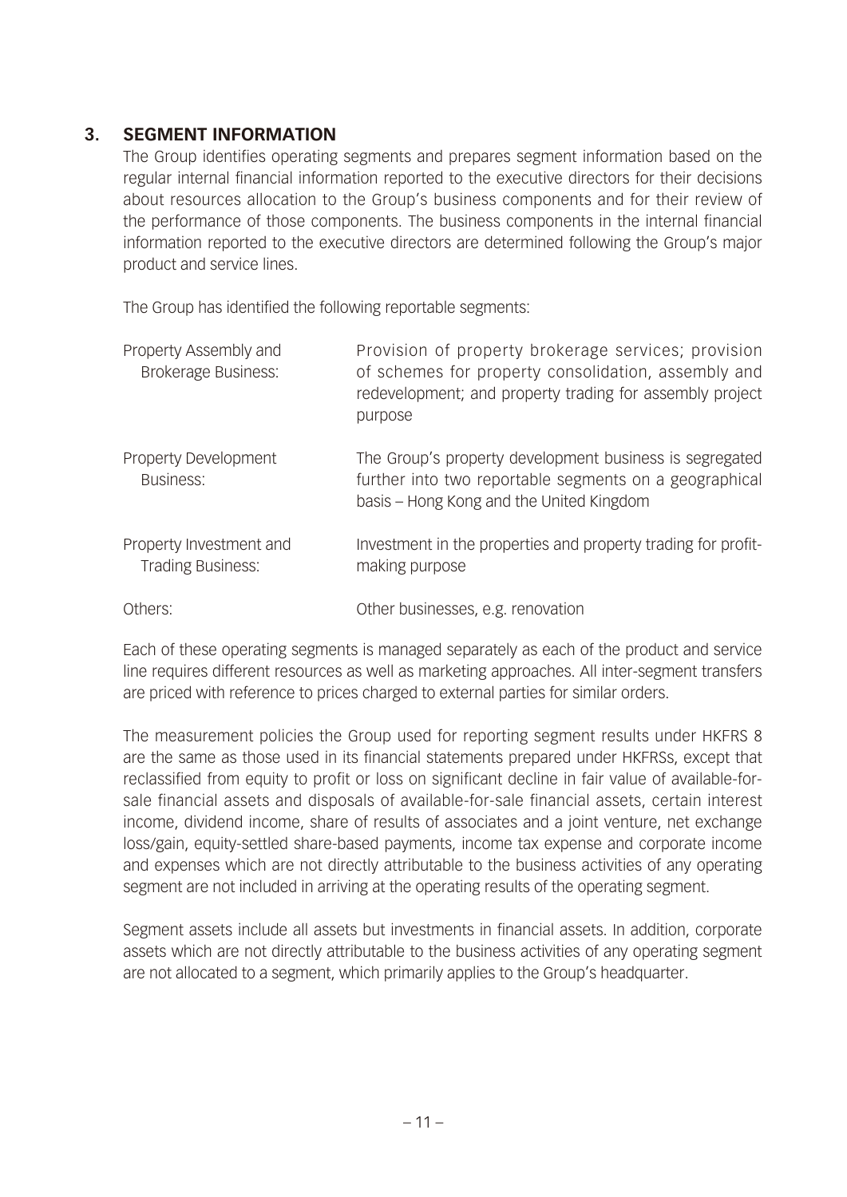## 3. SEGMENT INFORMATION

The Group identifies operating segments and prepares segment information based on the regular internal financial information reported to the executive directors for their decisions about resources allocation to the Group's business components and for their review of the performance of those components. The business components in the internal financial information reported to the executive directors are determined following the Group's major product and service lines.

The Group has identified the following reportable segments:

| | |
|---|---|
| Property Assembly and Brokerage Business: | Provision of property brokerage services; provision of schemes for property consolidation, assembly and redevelopment; and property trading for assembly project purpose |
| Property Development Business: | The Group's property development business is segregated further into two reportable segments on a geographical basis – Hong Kong and the United Kingdom |
| Property Investment and Trading Business: | Investment in the properties and property trading for profit-making purpose |
| Others: | Other businesses, e.g. renovation |

Each of these operating segments is managed separately as each of the product and service line requires different resources as well as marketing approaches. All inter-segment transfers are priced with reference to prices charged to external parties for similar orders.

The measurement policies the Group used for reporting segment results under HKFRS 8 are the same as those used in its financial statements prepared under HKFRSs, except that reclassified from equity to profit or loss on significant decline in fair value of available-for-sale financial assets and disposals of available-for-sale financial assets, certain interest income, dividend income, share of results of associates and a joint venture, net exchange loss/gain, equity-settled share-based payments, income tax expense and corporate income and expenses which are not directly attributable to the business activities of any operating segment are not included in arriving at the operating results of the operating segment.

Segment assets include all assets but investments in financial assets. In addition, corporate assets which are not directly attributable to the business activities of any operating segment are not allocated to a segment, which primarily applies to the Group's headquarter.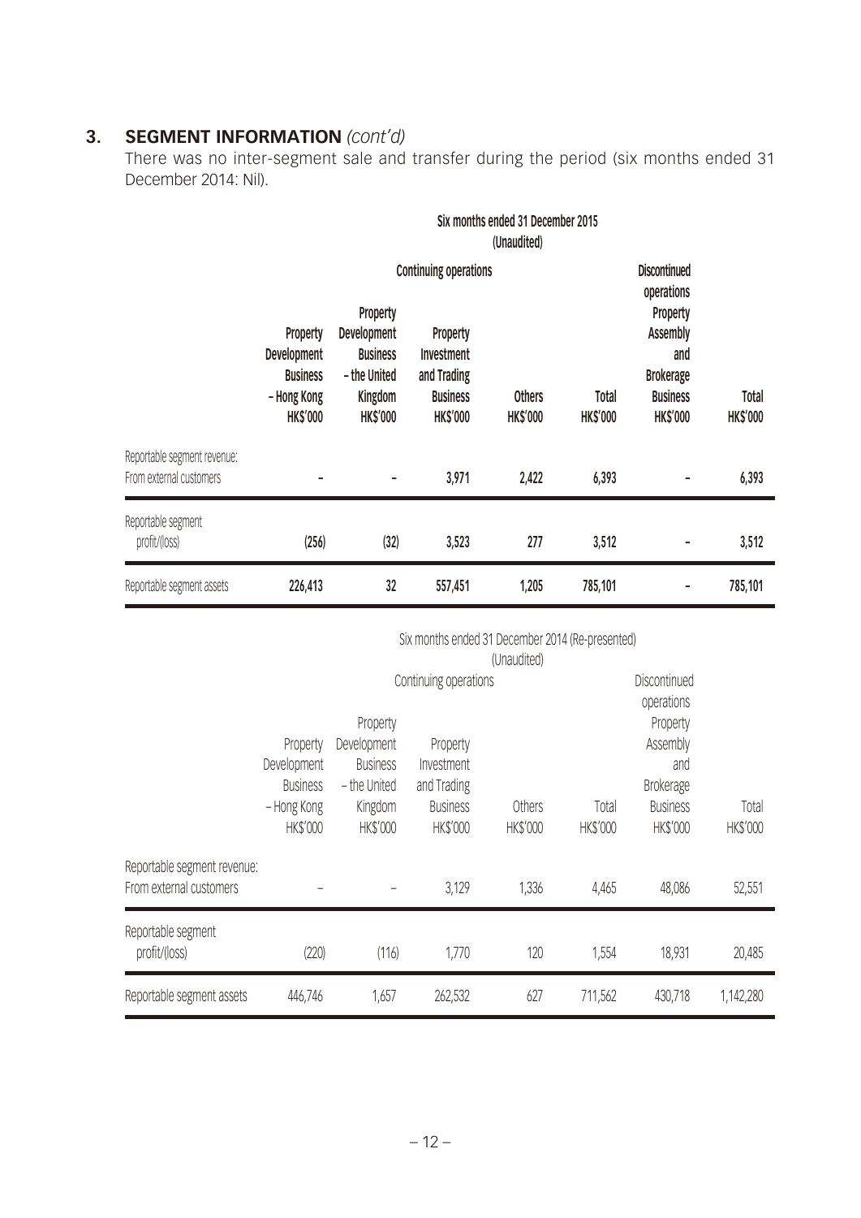## 3. SEGMENT INFORMATION *(cont'd)*

There was no inter-segment sale and transfer during the period (six months ended 31 December 2014: Nil).

| | Six months ended 31 December 2015 (Unaudited) | | | | | | |
|---|---|---|---|---|---|---|---|
| | Continuing operations | | | | | Discontinued operations | |
| | Property Development Business – Hong Kong HK$'000 | Property Development Business – the United Kingdom HK$'000 | Property Investment and Trading Business HK$'000 | Others HK$'000 | Total HK$'000 | Property Assembly and Brokerage Business HK$'000 | Total HK$'000 |
| Reportable segment revenue: From external customers | – | – | 3,971 | 2,422 | 6,393 | – | 6,393 |
| Reportable segment profit/(loss) | (256) | (32) | 3,523 | 277 | 3,512 | – | 3,512 |
| Reportable segment assets | 226,413 | 32 | 557,451 | 1,205 | 785,101 | – | 785,101 |

| | Six months ended 31 December 2014 (Re-presented) (Unaudited) | | | | | | |
|---|---|---|---|---|---|---|---|
| | Continuing operations | | | | | Discontinued operations | |
| | Property Development Business – Hong Kong HK$'000 | Property Development Business – the United Kingdom HK$'000 | Property Investment and Trading Business HK$'000 | Others HK$'000 | Total HK$'000 | Property Assembly and Brokerage Business HK$'000 | Total HK$'000 |
| Reportable segment revenue: From external customers | – | – | 3,129 | 1,336 | 4,465 | 48,086 | 52,551 |
| Reportable segment profit/(loss) | (220) | (116) | 1,770 | 120 | 1,554 | 18,931 | 20,485 |
| Reportable segment assets | 446,746 | 1,657 | 262,532 | 627 | 711,562 | 430,718 | 1,142,280 |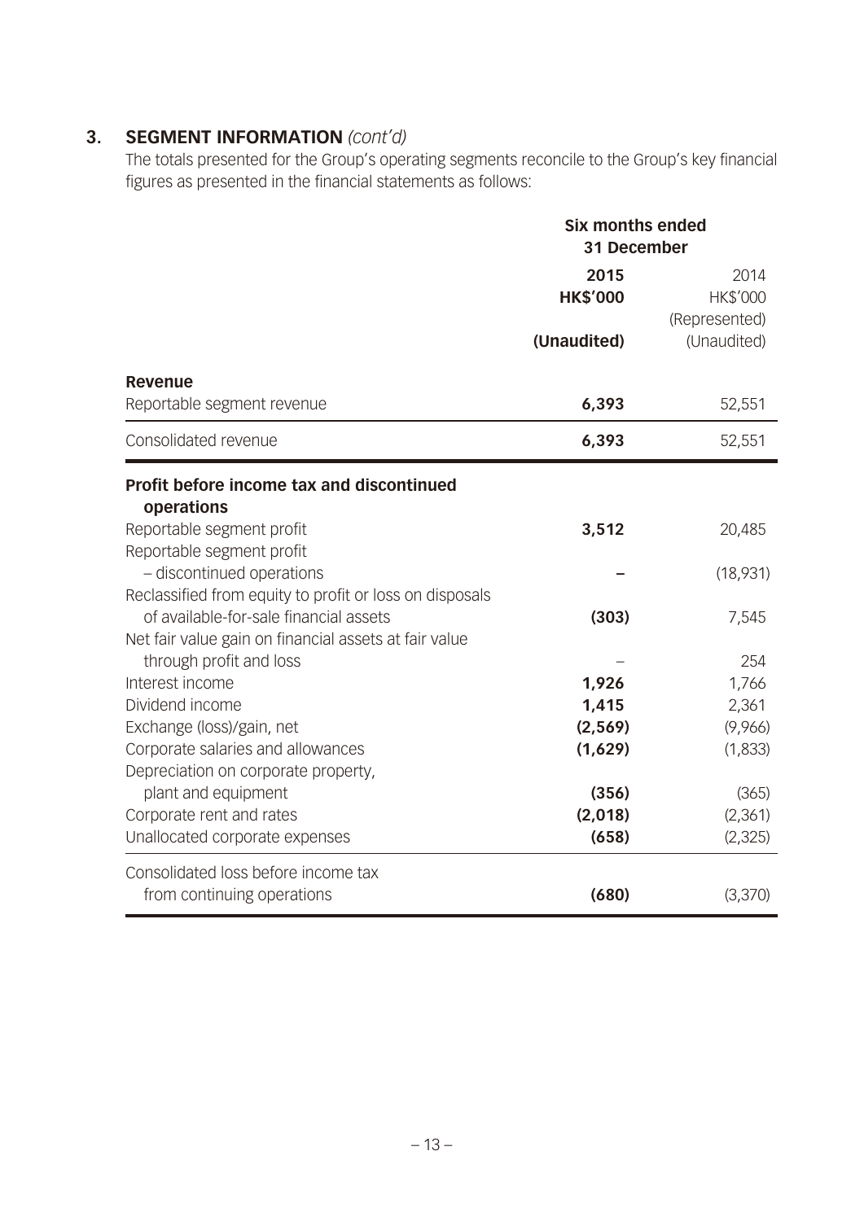## 3. SEGMENT INFORMATION *(cont'd)*

The totals presented for the Group's operating segments reconcile to the Group's key financial figures as presented in the financial statements as follows:

| | Six months ended 31 December | |
|---|---|---|
| | **2015** | 2014 |
| | **HK$'000** | HK$'000 |
| | | (Represented) |
| | **(Unaudited)** | (Unaudited) |
| **Revenue** | | |
| Reportable segment revenue | **6,393** | 52,551 |
| Consolidated revenue | **6,393** | 52,551 |
| **Profit before income tax and discontinued operations** | | |
| Reportable segment profit | **3,512** | 20,485 |
| Reportable segment profit – discontinued operations | **–** | (18,931) |
| Reclassified from equity to profit or loss on disposals of available-for-sale financial assets | **(303)** | 7,545 |
| Net fair value gain on financial assets at fair value through profit and loss | – | 254 |
| Interest income | **1,926** | 1,766 |
| Dividend income | **1,415** | 2,361 |
| Exchange (loss)/gain, net | **(2,569)** | (9,966) |
| Corporate salaries and allowances | **(1,629)** | (1,833) |
| Depreciation on corporate property, plant and equipment | **(356)** | (365) |
| Corporate rent and rates | **(2,018)** | (2,361) |
| Unallocated corporate expenses | **(658)** | (2,325) |
| Consolidated loss before income tax from continuing operations | **(680)** | (3,370) |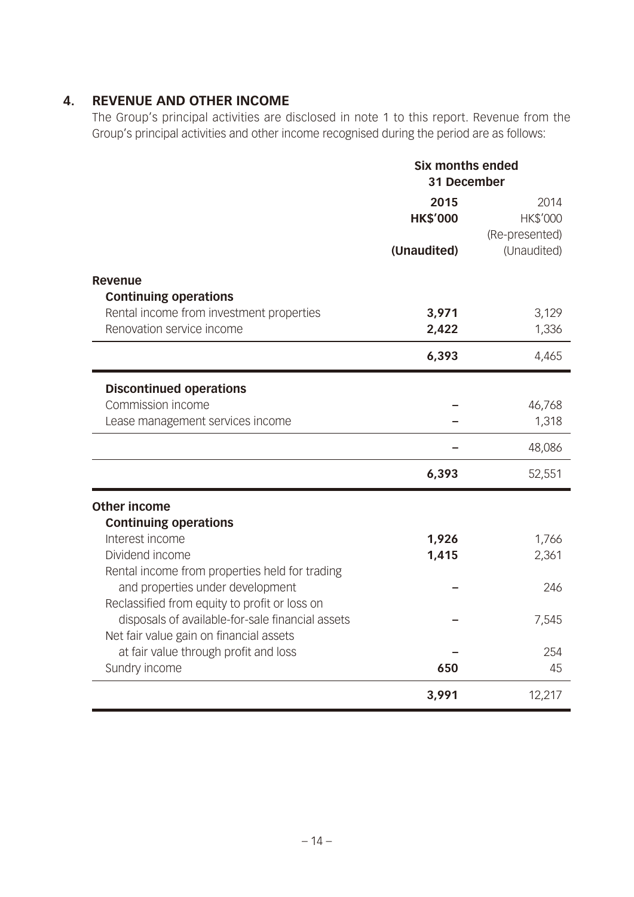## 4. REVENUE AND OTHER INCOME

The Group's principal activities are disclosed in note 1 to this report. Revenue from the Group's principal activities and other income recognised during the period are as follows:

| | Six months ended 31 December | |
|---|---|---|
| | **2015** | 2014 |
| | **HK$'000** | HK$'000 (Re-presented) |
| | **(Unaudited)** | (Unaudited) |
| **Revenue** | | |
| **Continuing operations** | | |
| Rental income from investment properties | **3,971** | 3,129 |
| Renovation service income | **2,422** | 1,336 |
| | **6,393** | 4,465 |
| **Discontinued operations** | | |
| Commission income | **–** | 46,768 |
| Lease management services income | **–** | 1,318 |
| | **–** | 48,086 |
| | **6,393** | 52,551 |
| **Other income** | | |
| **Continuing operations** | | |
| Interest income | **1,926** | 1,766 |
| Dividend income | **1,415** | 2,361 |
| Rental income from properties held for trading and properties under development | **–** | 246 |
| Reclassified from equity to profit or loss on disposals of available-for-sale financial assets | **–** | 7,545 |
| Net fair value gain on financial assets at fair value through profit and loss | **–** | 254 |
| Sundry income | **650** | 45 |
| | **3,991** | 12,217 |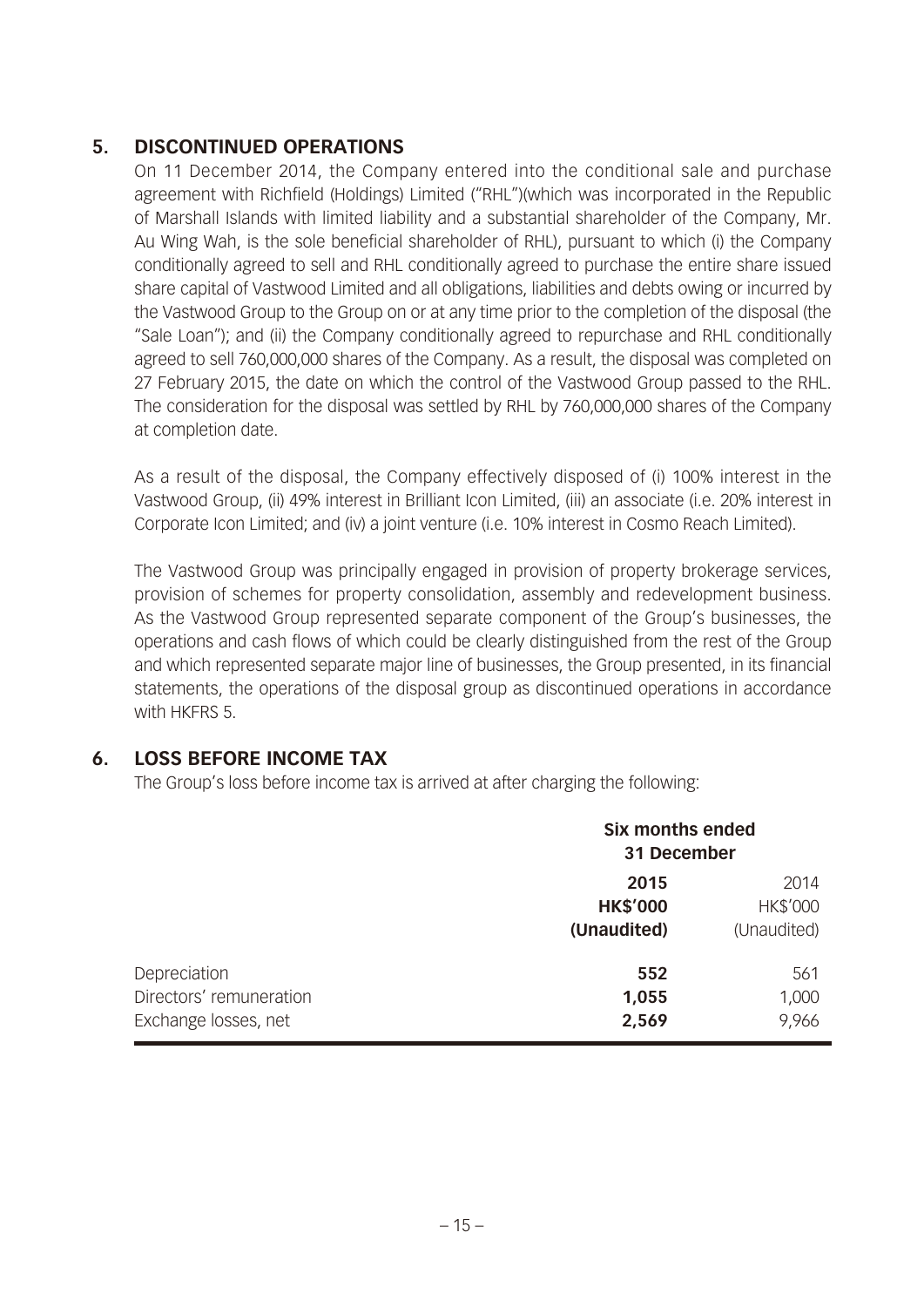## 5. DISCONTINUED OPERATIONS

On 11 December 2014, the Company entered into the conditional sale and purchase agreement with Richfield (Holdings) Limited ("RHL")(which was incorporated in the Republic of Marshall Islands with limited liability and a substantial shareholder of the Company, Mr. Au Wing Wah, is the sole beneficial shareholder of RHL), pursuant to which (i) the Company conditionally agreed to sell and RHL conditionally agreed to purchase the entire share issued share capital of Vastwood Limited and all obligations, liabilities and debts owing or incurred by the Vastwood Group to the Group on or at any time prior to the completion of the disposal (the "Sale Loan"); and (ii) the Company conditionally agreed to repurchase and RHL conditionally agreed to sell 760,000,000 shares of the Company. As a result, the disposal was completed on 27 February 2015, the date on which the control of the Vastwood Group passed to the RHL. The consideration for the disposal was settled by RHL by 760,000,000 shares of the Company at completion date.

As a result of the disposal, the Company effectively disposed of (i) 100% interest in the Vastwood Group, (ii) 49% interest in Brilliant Icon Limited, (iii) an associate (i.e. 20% interest in Corporate Icon Limited; and (iv) a joint venture (i.e. 10% interest in Cosmo Reach Limited).

The Vastwood Group was principally engaged in provision of property brokerage services, provision of schemes for property consolidation, assembly and redevelopment business. As the Vastwood Group represented separate component of the Group's businesses, the operations and cash flows of which could be clearly distinguished from the rest of the Group and which represented separate major line of businesses, the Group presented, in its financial statements, the operations of the disposal group as discontinued operations in accordance with HKFRS 5.

## 6. LOSS BEFORE INCOME TAX

The Group's loss before income tax is arrived at after charging the following:

| | **Six months ended 31 December** | |
|---|---|---|
| | **2015** | 2014 |
| | **HK$'000** | HK$'000 |
| | **(Unaudited)** | (Unaudited) |
| Depreciation | **552** | 561 |
| Directors' remuneration | **1,055** | 1,000 |
| Exchange losses, net | **2,569** | 9,966 |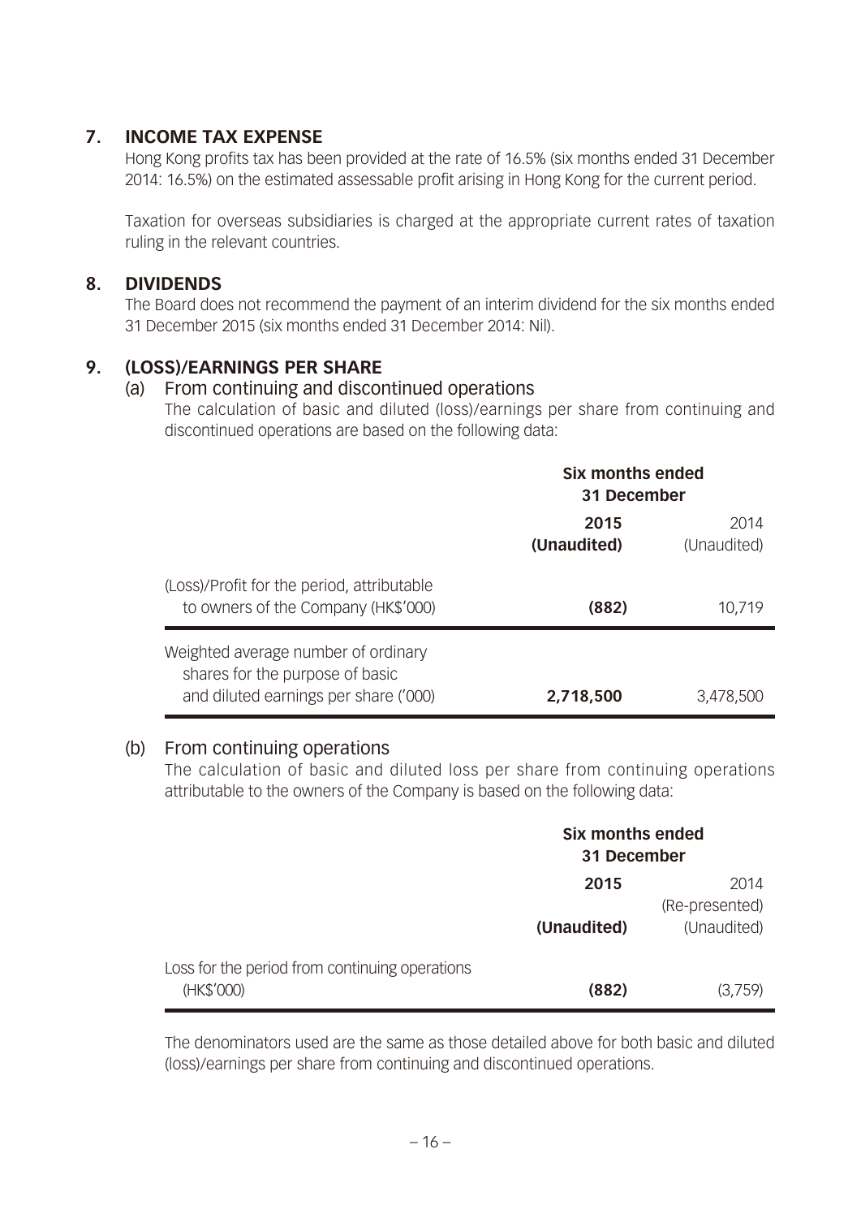## 7. INCOME TAX EXPENSE

Hong Kong profits tax has been provided at the rate of 16.5% (six months ended 31 December 2014: 16.5%) on the estimated assessable profit arising in Hong Kong for the current period.

Taxation for overseas subsidiaries is charged at the appropriate current rates of taxation ruling in the relevant countries.

## 8. DIVIDENDS

The Board does not recommend the payment of an interim dividend for the six months ended 31 December 2015 (six months ended 31 December 2014: Nil).

## 9. (LOSS)/EARNINGS PER SHARE

### (a) From continuing and discontinued operations

The calculation of basic and diluted (loss)/earnings per share from continuing and discontinued operations are based on the following data:

| | **Six months ended 31 December** | |
|---|---|---|
| | **2015 (Unaudited)** | 2014 (Unaudited) |
| (Loss)/Profit for the period, attributable to owners of the Company (HK$'000) | **(882)** | 10,719 |
| Weighted average number of ordinary shares for the purpose of basic and diluted earnings per share ('000) | **2,718,500** | 3,478,500 |

### (b) From continuing operations

The calculation of basic and diluted loss per share from continuing operations attributable to the owners of the Company is based on the following data:

| | **Six months ended 31 December** | |
|---|---|---|
| | **2015** | 2014 (Re-presented) |
| | **(Unaudited)** | (Unaudited) |
| Loss for the period from continuing operations (HK$'000) | **(882)** | (3,759) |

The denominators used are the same as those detailed above for both basic and diluted (loss)/earnings per share from continuing and discontinued operations.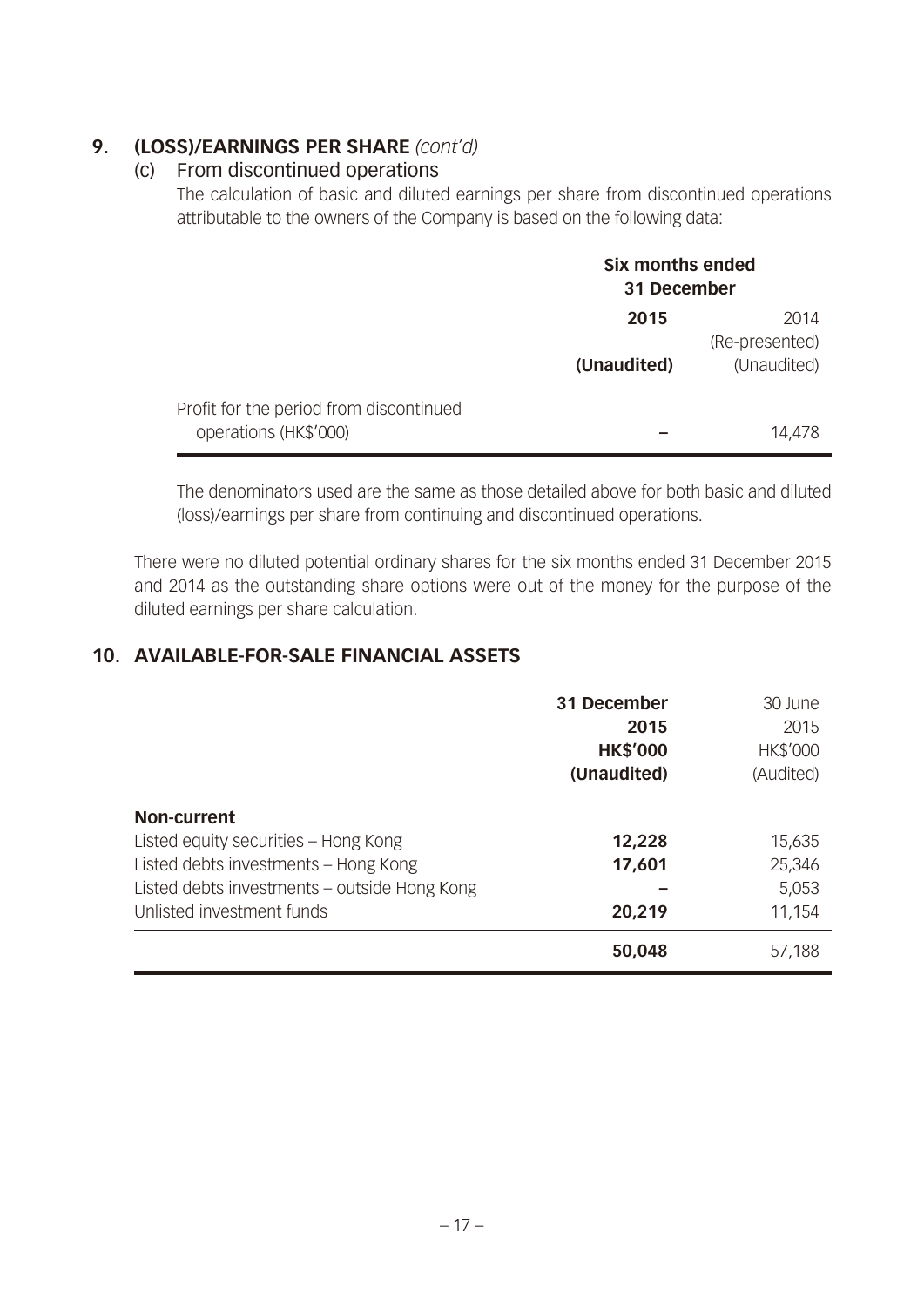## 9. (LOSS)/EARNINGS PER SHARE *(cont'd)*

### (c) From discontinued operations

The calculation of basic and diluted earnings per share from discontinued operations attributable to the owners of the Company is based on the following data:

| | Six months ended 31 December | |
|---|---|---|
| | **2015** | 2014 (Re-presented) |
| | **(Unaudited)** | (Unaudited) |
| Profit for the period from discontinued operations (HK$'000) | **–** | 14,478 |

The denominators used are the same as those detailed above for both basic and diluted (loss)/earnings per share from continuing and discontinued operations.

There were no diluted potential ordinary shares for the six months ended 31 December 2015 and 2014 as the outstanding share options were out of the money for the purpose of the diluted earnings per share calculation.

## 10. AVAILABLE-FOR-SALE FINANCIAL ASSETS

| | **31 December 2015** | 30 June 2015 |
|---|---|---|
| | **HK$'000** | HK$'000 |
| | **(Unaudited)** | (Audited) |
| **Non-current** | | |
| Listed equity securities – Hong Kong | **12,228** | 15,635 |
| Listed debts investments – Hong Kong | **17,601** | 25,346 |
| Listed debts investments – outside Hong Kong | **–** | 5,053 |
| Unlisted investment funds | **20,219** | 11,154 |
| | **50,048** | 57,188 |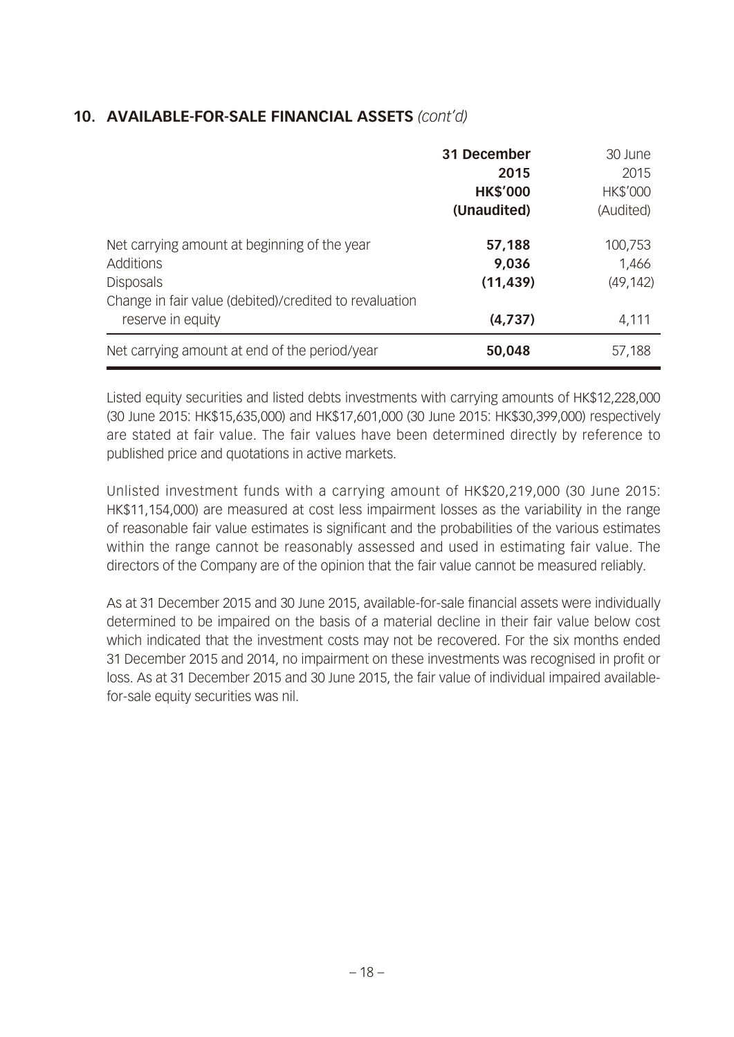## 10. AVAILABLE-FOR-SALE FINANCIAL ASSETS *(cont'd)*

| | **31 December 2015 HK$'000 (Unaudited)** | 30 June 2015 HK$'000 (Audited) |
|---|---|---|
| Net carrying amount at beginning of the year | **57,188** | 100,753 |
| Additions | **9,036** | 1,466 |
| Disposals | **(11,439)** | (49,142) |
| Change in fair value (debited)/credited to revaluation reserve in equity | **(4,737)** | 4,111 |
| Net carrying amount at end of the period/year | **50,048** | 57,188 |

Listed equity securities and listed debts investments with carrying amounts of HK$12,228,000 (30 June 2015: HK$15,635,000) and HK$17,601,000 (30 June 2015: HK$30,399,000) respectively are stated at fair value. The fair values have been determined directly by reference to published price and quotations in active markets.

Unlisted investment funds with a carrying amount of HK$20,219,000 (30 June 2015: HK$11,154,000) are measured at cost less impairment losses as the variability in the range of reasonable fair value estimates is significant and the probabilities of the various estimates within the range cannot be reasonably assessed and used in estimating fair value. The directors of the Company are of the opinion that the fair value cannot be measured reliably.

As at 31 December 2015 and 30 June 2015, available-for-sale financial assets were individually determined to be impaired on the basis of a material decline in their fair value below cost which indicated that the investment costs may not be recovered. For the six months ended 31 December 2015 and 2014, no impairment on these investments was recognised in profit or loss. As at 31 December 2015 and 30 June 2015, the fair value of individual impaired available-for-sale equity securities was nil.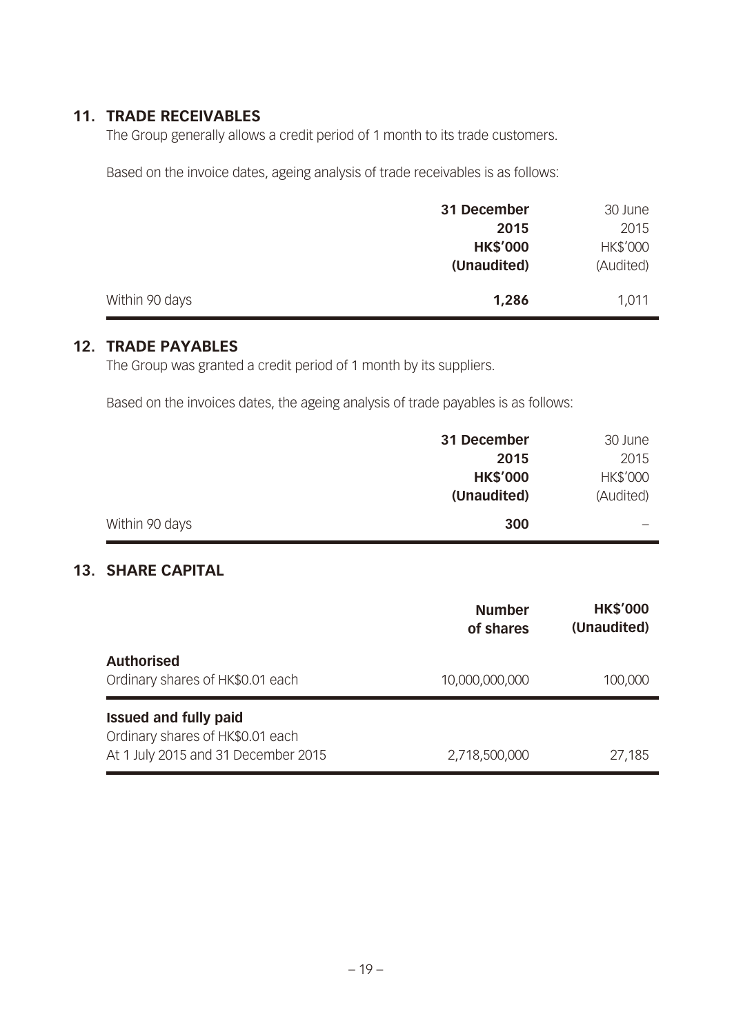## 11. TRADE RECEIVABLES

The Group generally allows a credit period of 1 month to its trade customers.

Based on the invoice dates, ageing analysis of trade receivables is as follows:

| | **31 December 2015 HK$'000 (Unaudited)** | 30 June 2015 HK$'000 (Audited) |
|---|---|---|
| Within 90 days | **1,286** | 1,011 |

## 12. TRADE PAYABLES

The Group was granted a credit period of 1 month by its suppliers.

Based on the invoices dates, the ageing analysis of trade payables is as follows:

| | **31 December 2015 HK$'000 (Unaudited)** | 30 June 2015 HK$'000 (Audited) |
|---|---|---|
| Within 90 days | **300** | – |

## 13. SHARE CAPITAL

| | **Number of shares** | **HK$'000 (Unaudited)** |
|---|---|---|
| **Authorised** | | |
| Ordinary shares of HK$0.01 each | 10,000,000,000 | 100,000 |
| **Issued and fully paid** | | |
| Ordinary shares of HK$0.01 each | | |
| At 1 July 2015 and 31 December 2015 | 2,718,500,000 | 27,185 |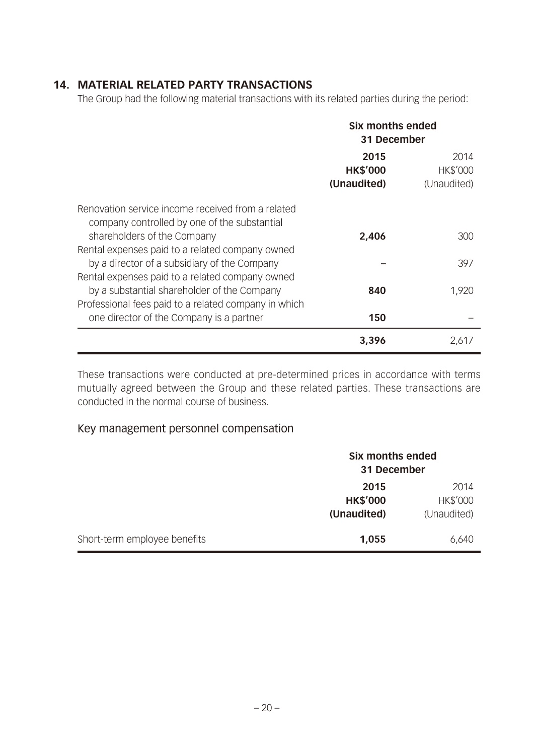## 14. MATERIAL RELATED PARTY TRANSACTIONS

The Group had the following material transactions with its related parties during the period:

| | Six months ended 31 December | |
|---|---|---|
| | **2015** | 2014 |
| | **HK$'000** | HK$'000 |
| | **(Unaudited)** | (Unaudited) |
| Renovation service income received from a related company controlled by one of the substantial shareholders of the Company | **2,406** | 300 |
| Rental expenses paid to a related company owned by a director of a subsidiary of the Company | **–** | 397 |
| Rental expenses paid to a related company owned by a substantial shareholder of the Company | **840** | 1,920 |
| Professional fees paid to a related company in which one director of the Company is a partner | **150** | – |
| | **3,396** | 2,617 |

These transactions were conducted at pre-determined prices in accordance with terms mutually agreed between the Group and these related parties. These transactions are conducted in the normal course of business.

### Key management personnel compensation

| | Six months ended 31 December | |
|---|---|---|
| | **2015** | 2014 |
| | **HK$'000** | HK$'000 |
| | **(Unaudited)** | (Unaudited) |
| Short-term employee benefits | **1,055** | 6,640 |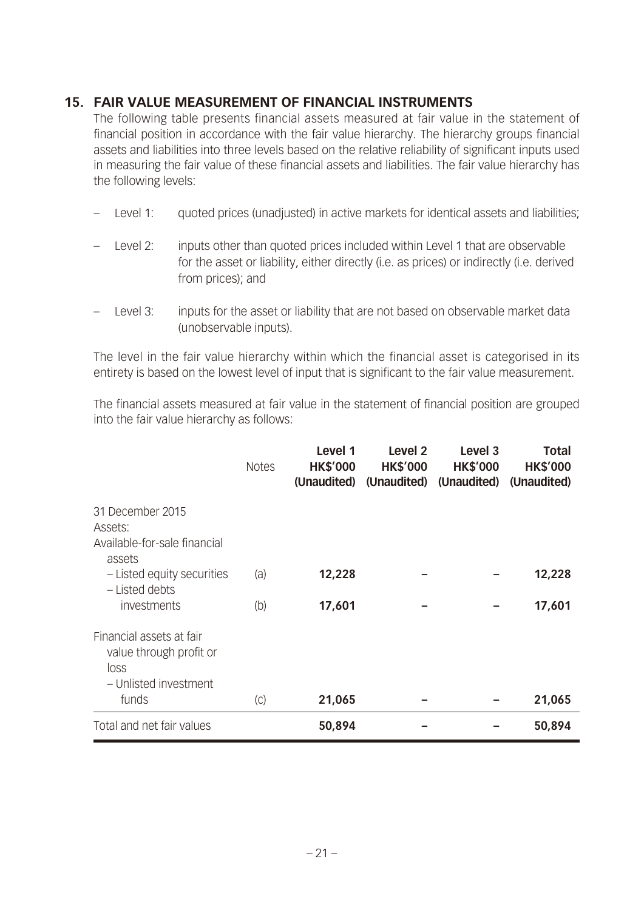## 15. FAIR VALUE MEASUREMENT OF FINANCIAL INSTRUMENTS

The following table presents financial assets measured at fair value in the statement of financial position in accordance with the fair value hierarchy. The hierarchy groups financial assets and liabilities into three levels based on the relative reliability of significant inputs used in measuring the fair value of these financial assets and liabilities. The fair value hierarchy has the following levels:

- Level 1: quoted prices (unadjusted) in active markets for identical assets and liabilities;
- Level 2: inputs other than quoted prices included within Level 1 that are observable for the asset or liability, either directly (i.e. as prices) or indirectly (i.e. derived from prices); and
- Level 3: inputs for the asset or liability that are not based on observable market data (unobservable inputs).

The level in the fair value hierarchy within which the financial asset is categorised in its entirety is based on the lowest level of input that is significant to the fair value measurement.

The financial assets measured at fair value in the statement of financial position are grouped into the fair value hierarchy as follows:

| | Notes | Level 1 HK$'000 (Unaudited) | Level 2 HK$'000 (Unaudited) | Level 3 HK$'000 (Unaudited) | Total HK$'000 (Unaudited) |
|---|---|---|---|---|---|
| 31 December 2015 | | | | | |
| Assets: | | | | | |
| Available-for-sale financial assets | | | | | |
| – Listed equity securities | (a) | **12,228** | – | – | **12,228** |
| – Listed debts investments | (b) | **17,601** | – | – | **17,601** |
| Financial assets at fair value through profit or loss | | | | | |
| – Unlisted investment funds | (c) | **21,065** | – | – | **21,065** |
| Total and net fair values | | **50,894** | – | – | **50,894** |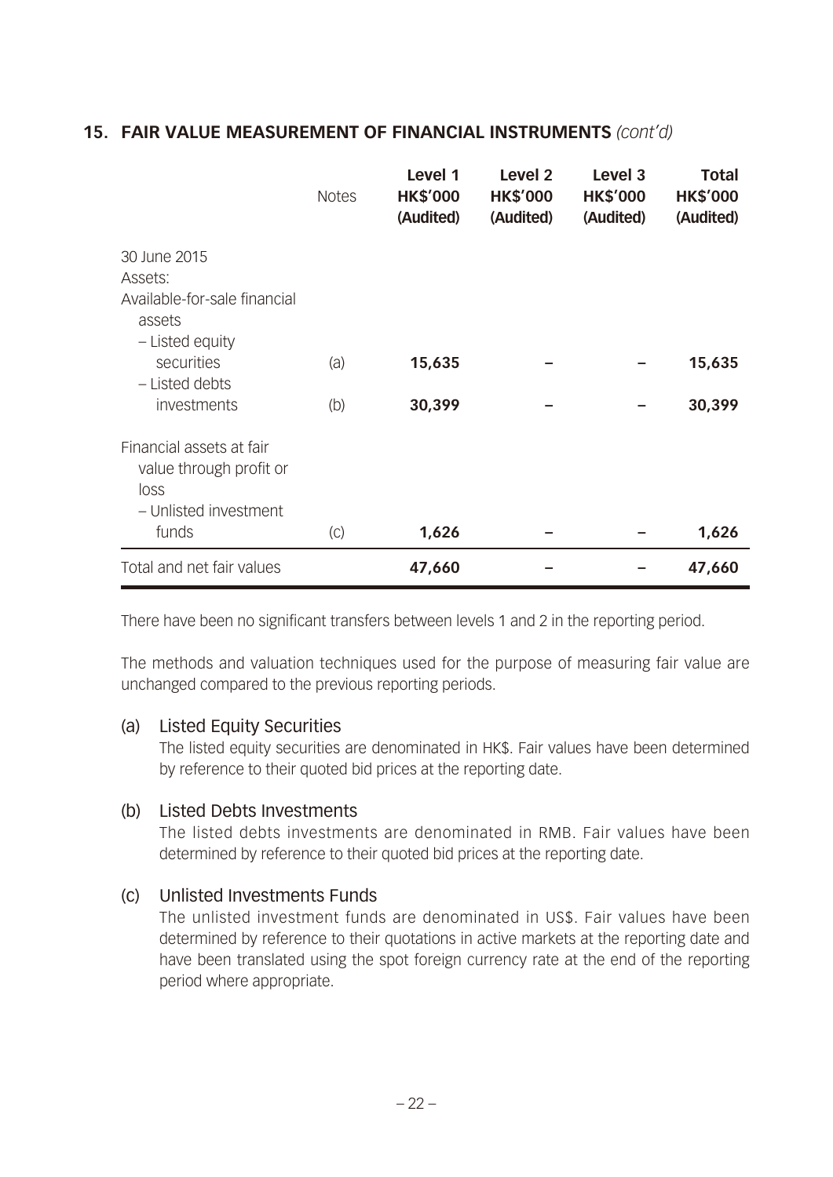## 15. FAIR VALUE MEASUREMENT OF FINANCIAL INSTRUMENTS *(cont'd)*

| | Notes | Level 1 HK$'000 (Audited) | Level 2 HK$'000 (Audited) | Level 3 HK$'000 (Audited) | Total HK$'000 (Audited) |
|---|---|---|---|---|---|
| 30 June 2015 | | | | | |
| Assets: | | | | | |
| Available-for-sale financial assets | | | | | |
| – Listed equity securities | (a) | **15,635** | – | – | **15,635** |
| – Listed debts investments | (b) | **30,399** | – | – | **30,399** |
| Financial assets at fair value through profit or loss | | | | | |
| – Unlisted investment funds | (c) | **1,626** | – | – | **1,626** |
| Total and net fair values | | **47,660** | – | – | **47,660** |

There have been no significant transfers between levels 1 and 2 in the reporting period.

The methods and valuation techniques used for the purpose of measuring fair value are unchanged compared to the previous reporting periods.

(a) Listed Equity Securities
The listed equity securities are denominated in HK$. Fair values have been determined by reference to their quoted bid prices at the reporting date.

(b) Listed Debts Investments
The listed debts investments are denominated in RMB. Fair values have been determined by reference to their quoted bid prices at the reporting date.

(c) Unlisted Investments Funds
The unlisted investment funds are denominated in US$. Fair values have been determined by reference to their quotations in active markets at the reporting date and have been translated using the spot foreign currency rate at the end of the reporting period where appropriate.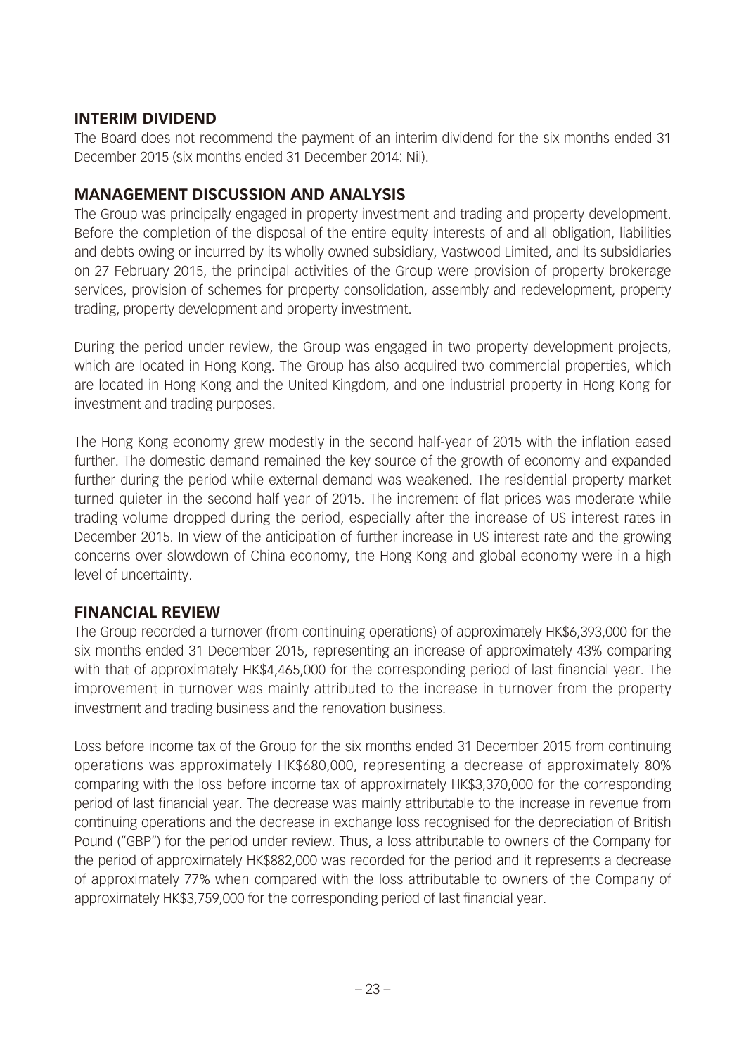## INTERIM DIVIDEND

The Board does not recommend the payment of an interim dividend for the six months ended 31 December 2015 (six months ended 31 December 2014: Nil).

## MANAGEMENT DISCUSSION AND ANALYSIS

The Group was principally engaged in property investment and trading and property development. Before the completion of the disposal of the entire equity interests of and all obligation, liabilities and debts owing or incurred by its wholly owned subsidiary, Vastwood Limited, and its subsidiaries on 27 February 2015, the principal activities of the Group were provision of property brokerage services, provision of schemes for property consolidation, assembly and redevelopment, property trading, property development and property investment.

During the period under review, the Group was engaged in two property development projects, which are located in Hong Kong. The Group has also acquired two commercial properties, which are located in Hong Kong and the United Kingdom, and one industrial property in Hong Kong for investment and trading purposes.

The Hong Kong economy grew modestly in the second half-year of 2015 with the inflation eased further. The domestic demand remained the key source of the growth of economy and expanded further during the period while external demand was weakened. The residential property market turned quieter in the second half year of 2015. The increment of flat prices was moderate while trading volume dropped during the period, especially after the increase of US interest rates in December 2015. In view of the anticipation of further increase in US interest rate and the growing concerns over slowdown of China economy, the Hong Kong and global economy were in a high level of uncertainty.

## FINANCIAL REVIEW

The Group recorded a turnover (from continuing operations) of approximately HK$6,393,000 for the six months ended 31 December 2015, representing an increase of approximately 43% comparing with that of approximately HK$4,465,000 for the corresponding period of last financial year. The improvement in turnover was mainly attributed to the increase in turnover from the property investment and trading business and the renovation business.

Loss before income tax of the Group for the six months ended 31 December 2015 from continuing operations was approximately HK$680,000, representing a decrease of approximately 80% comparing with the loss before income tax of approximately HK$3,370,000 for the corresponding period of last financial year. The decrease was mainly attributable to the increase in revenue from continuing operations and the decrease in exchange loss recognised for the depreciation of British Pound ("GBP") for the period under review. Thus, a loss attributable to owners of the Company for the period of approximately HK$882,000 was recorded for the period and it represents a decrease of approximately 77% when compared with the loss attributable to owners of the Company of approximately HK$3,759,000 for the corresponding period of last financial year.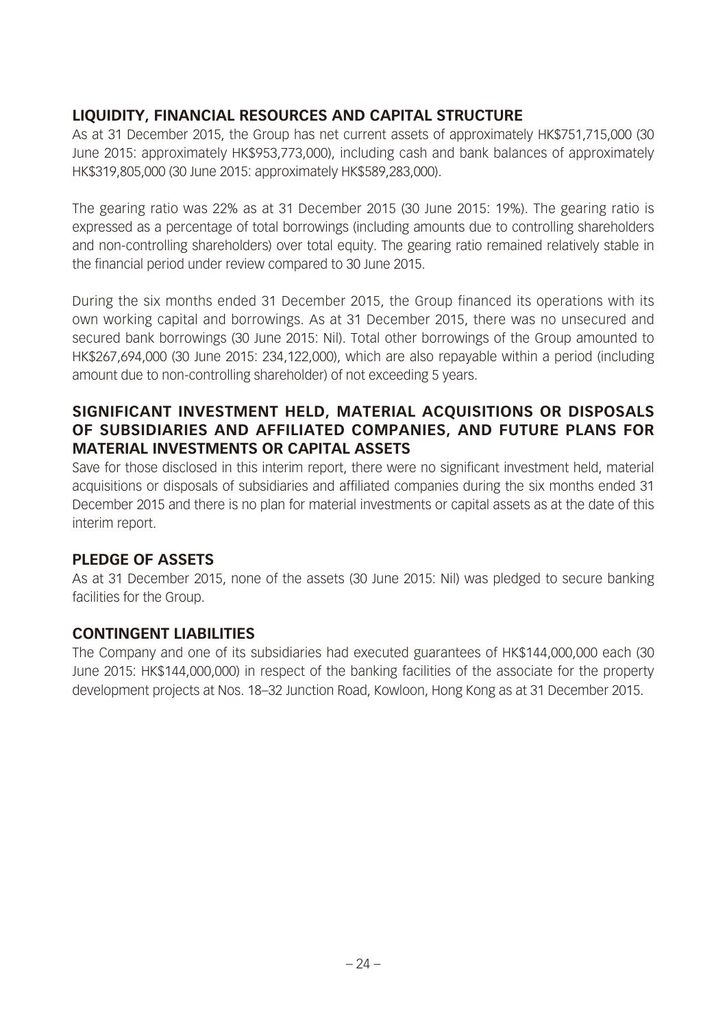## LIQUIDITY, FINANCIAL RESOURCES AND CAPITAL STRUCTURE

As at 31 December 2015, the Group has net current assets of approximately HK$751,715,000 (30 June 2015: approximately HK$953,773,000), including cash and bank balances of approximately HK$319,805,000 (30 June 2015: approximately HK$589,283,000).

The gearing ratio was 22% as at 31 December 2015 (30 June 2015: 19%). The gearing ratio is expressed as a percentage of total borrowings (including amounts due to controlling shareholders and non-controlling shareholders) over total equity. The gearing ratio remained relatively stable in the financial period under review compared to 30 June 2015.

During the six months ended 31 December 2015, the Group financed its operations with its own working capital and borrowings. As at 31 December 2015, there was no unsecured and secured bank borrowings (30 June 2015: Nil). Total other borrowings of the Group amounted to HK$267,694,000 (30 June 2015: 234,122,000), which are also repayable within a period (including amount due to non-controlling shareholder) of not exceeding 5 years.

## SIGNIFICANT INVESTMENT HELD, MATERIAL ACQUISITIONS OR DISPOSALS OF SUBSIDIARIES AND AFFILIATED COMPANIES, AND FUTURE PLANS FOR MATERIAL INVESTMENTS OR CAPITAL ASSETS

Save for those disclosed in this interim report, there were no significant investment held, material acquisitions or disposals of subsidiaries and affiliated companies during the six months ended 31 December 2015 and there is no plan for material investments or capital assets as at the date of this interim report.

## PLEDGE OF ASSETS

As at 31 December 2015, none of the assets (30 June 2015: Nil) was pledged to secure banking facilities for the Group.

## CONTINGENT LIABILITIES

The Company and one of its subsidiaries had executed guarantees of HK$144,000,000 each (30 June 2015: HK$144,000,000) in respect of the banking facilities of the associate for the property development projects at Nos. 18–32 Junction Road, Kowloon, Hong Kong as at 31 December 2015.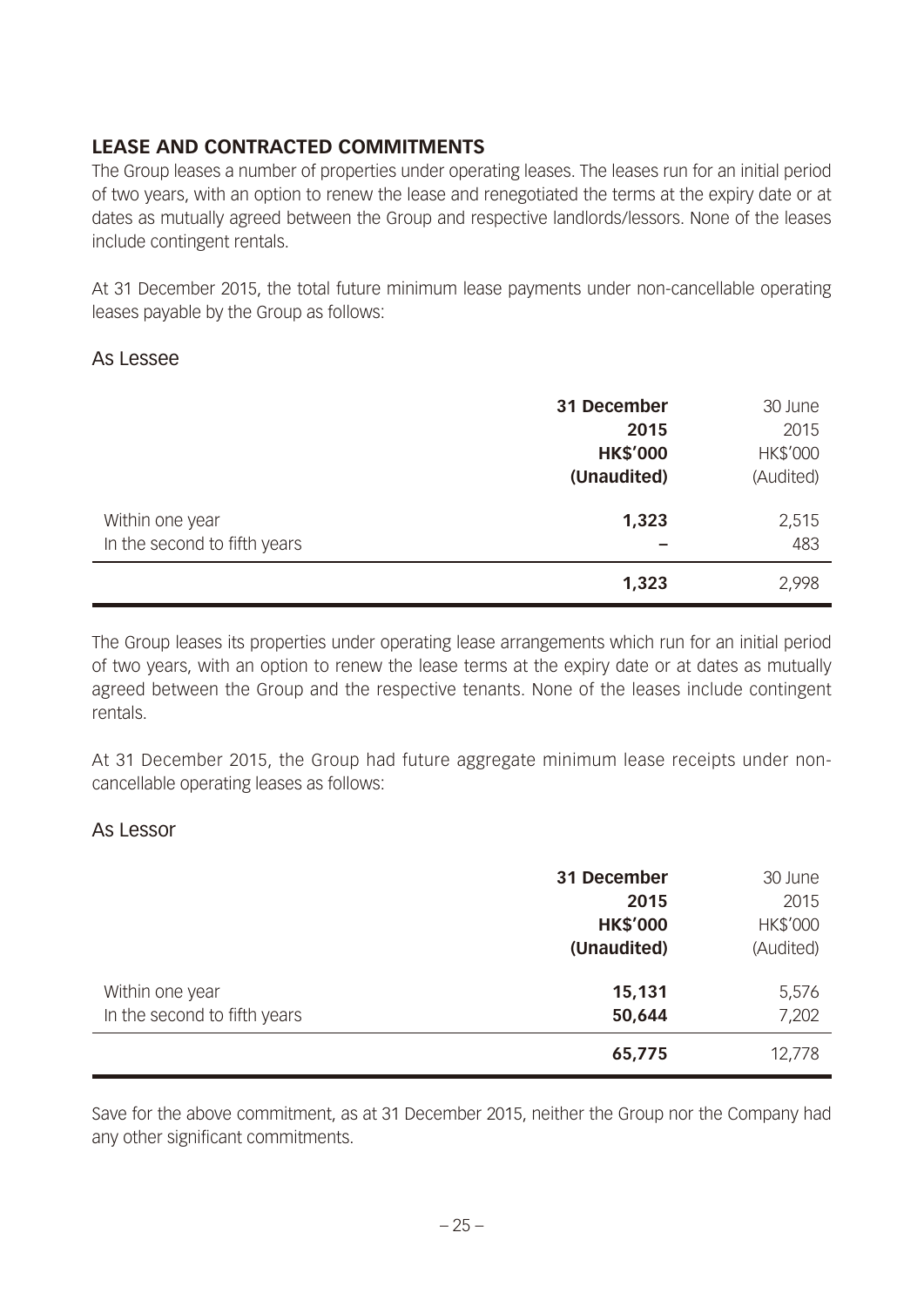## LEASE AND CONTRACTED COMMITMENTS

The Group leases a number of properties under operating leases. The leases run for an initial period of two years, with an option to renew the lease and renegotiated the terms at the expiry date or at dates as mutually agreed between the Group and respective landlords/lessors. None of the leases include contingent rentals.

At 31 December 2015, the total future minimum lease payments under non-cancellable operating leases payable by the Group as follows:

### As Lessee

| | **31 December 2015 HK$'000 (Unaudited)** | 30 June 2015 HK$'000 (Audited) |
|---|---|---|
| Within one year | **1,323** | 2,515 |
| In the second to fifth years | **–** | 483 |
| | **1,323** | 2,998 |

The Group leases its properties under operating lease arrangements which run for an initial period of two years, with an option to renew the lease terms at the expiry date or at dates as mutually agreed between the Group and the respective tenants. None of the leases include contingent rentals.

At 31 December 2015, the Group had future aggregate minimum lease receipts under non-cancellable operating leases as follows:

### As Lessor

| | **31 December 2015 HK$'000 (Unaudited)** | 30 June 2015 HK$'000 (Audited) |
|---|---|---|
| Within one year | **15,131** | 5,576 |
| In the second to fifth years | **50,644** | 7,202 |
| | **65,775** | 12,778 |

Save for the above commitment, as at 31 December 2015, neither the Group nor the Company had any other significant commitments.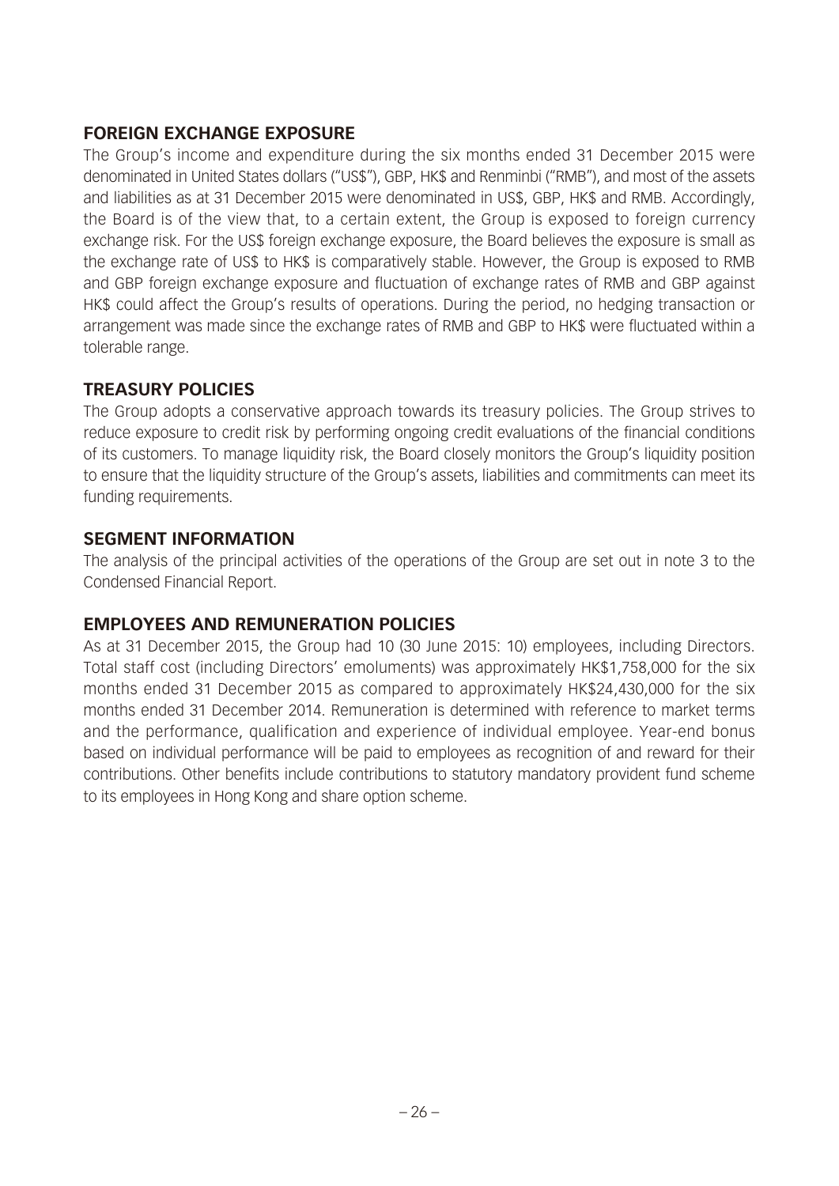## FOREIGN EXCHANGE EXPOSURE

The Group's income and expenditure during the six months ended 31 December 2015 were denominated in United States dollars ("US$"), GBP, HK$ and Renminbi ("RMB"), and most of the assets and liabilities as at 31 December 2015 were denominated in US$, GBP, HK$ and RMB. Accordingly, the Board is of the view that, to a certain extent, the Group is exposed to foreign currency exchange risk. For the US$ foreign exchange exposure, the Board believes the exposure is small as the exchange rate of US$ to HK$ is comparatively stable. However, the Group is exposed to RMB and GBP foreign exchange exposure and fluctuation of exchange rates of RMB and GBP against HK$ could affect the Group's results of operations. During the period, no hedging transaction or arrangement was made since the exchange rates of RMB and GBP to HK$ were fluctuated within a tolerable range.

## TREASURY POLICIES

The Group adopts a conservative approach towards its treasury policies. The Group strives to reduce exposure to credit risk by performing ongoing credit evaluations of the financial conditions of its customers. To manage liquidity risk, the Board closely monitors the Group's liquidity position to ensure that the liquidity structure of the Group's assets, liabilities and commitments can meet its funding requirements.

## SEGMENT INFORMATION

The analysis of the principal activities of the operations of the Group are set out in note 3 to the Condensed Financial Report.

## EMPLOYEES AND REMUNERATION POLICIES

As at 31 December 2015, the Group had 10 (30 June 2015: 10) employees, including Directors. Total staff cost (including Directors' emoluments) was approximately HK$1,758,000 for the six months ended 31 December 2015 as compared to approximately HK$24,430,000 for the six months ended 31 December 2014. Remuneration is determined with reference to market terms and the performance, qualification and experience of individual employee. Year-end bonus based on individual performance will be paid to employees as recognition of and reward for their contributions. Other benefits include contributions to statutory mandatory provident fund scheme to its employees in Hong Kong and share option scheme.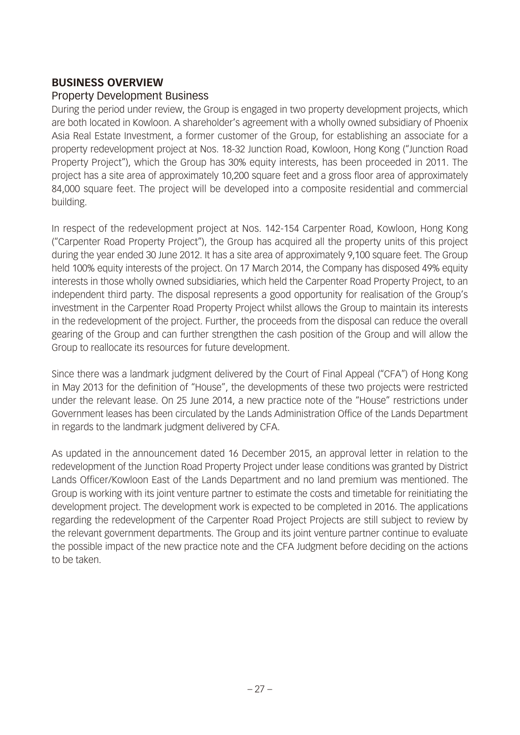## BUSINESS OVERVIEW

### Property Development Business

During the period under review, the Group is engaged in two property development projects, which are both located in Kowloon. A shareholder's agreement with a wholly owned subsidiary of Phoenix Asia Real Estate Investment, a former customer of the Group, for establishing an associate for a property redevelopment project at Nos. 18-32 Junction Road, Kowloon, Hong Kong ("Junction Road Property Project"), which the Group has 30% equity interests, has been proceeded in 2011. The project has a site area of approximately 10,200 square feet and a gross floor area of approximately 84,000 square feet. The project will be developed into a composite residential and commercial building.

In respect of the redevelopment project at Nos. 142-154 Carpenter Road, Kowloon, Hong Kong ("Carpenter Road Property Project"), the Group has acquired all the property units of this project during the year ended 30 June 2012. It has a site area of approximately 9,100 square feet. The Group held 100% equity interests of the project. On 17 March 2014, the Company has disposed 49% equity interests in those wholly owned subsidiaries, which held the Carpenter Road Property Project, to an independent third party. The disposal represents a good opportunity for realisation of the Group's investment in the Carpenter Road Property Project whilst allows the Group to maintain its interests in the redevelopment of the project. Further, the proceeds from the disposal can reduce the overall gearing of the Group and can further strengthen the cash position of the Group and will allow the Group to reallocate its resources for future development.

Since there was a landmark judgment delivered by the Court of Final Appeal ("CFA") of Hong Kong in May 2013 for the definition of "House", the developments of these two projects were restricted under the relevant lease. On 25 June 2014, a new practice note of the "House" restrictions under Government leases has been circulated by the Lands Administration Office of the Lands Department in regards to the landmark judgment delivered by CFA.

As updated in the announcement dated 16 December 2015, an approval letter in relation to the redevelopment of the Junction Road Property Project under lease conditions was granted by District Lands Officer/Kowloon East of the Lands Department and no land premium was mentioned. The Group is working with its joint venture partner to estimate the costs and timetable for reinitiating the development project. The development work is expected to be completed in 2016. The applications regarding the redevelopment of the Carpenter Road Project Projects are still subject to review by the relevant government departments. The Group and its joint venture partner continue to evaluate the possible impact of the new practice note and the CFA Judgment before deciding on the actions to be taken.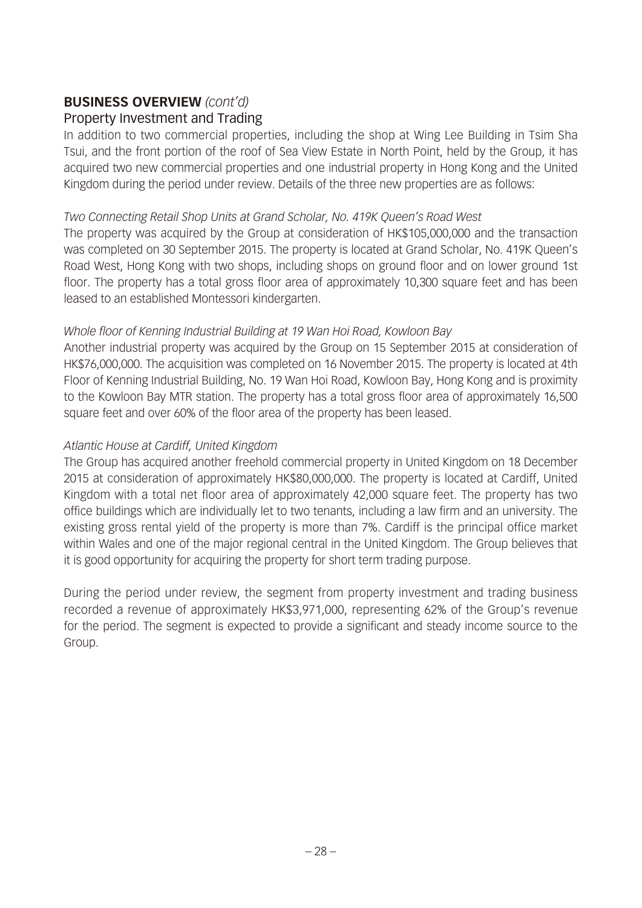## **BUSINESS OVERVIEW** *(cont'd)*

### Property Investment and Trading

In addition to two commercial properties, including the shop at Wing Lee Building in Tsim Sha Tsui, and the front portion of the roof of Sea View Estate in North Point, held by the Group, it has acquired two new commercial properties and one industrial property in Hong Kong and the United Kingdom during the period under review. Details of the three new properties are as follows:

*Two Connecting Retail Shop Units at Grand Scholar, No. 419K Queen's Road West*

The property was acquired by the Group at consideration of HK$105,000,000 and the transaction was completed on 30 September 2015. The property is located at Grand Scholar, No. 419K Queen's Road West, Hong Kong with two shops, including shops on ground floor and on lower ground 1st floor. The property has a total gross floor area of approximately 10,300 square feet and has been leased to an established Montessori kindergarten.

*Whole floor of Kenning Industrial Building at 19 Wan Hoi Road, Kowloon Bay*

Another industrial property was acquired by the Group on 15 September 2015 at consideration of HK$76,000,000. The acquisition was completed on 16 November 2015. The property is located at 4th Floor of Kenning Industrial Building, No. 19 Wan Hoi Road, Kowloon Bay, Hong Kong and is proximity to the Kowloon Bay MTR station. The property has a total gross floor area of approximately 16,500 square feet and over 60% of the floor area of the property has been leased.

*Atlantic House at Cardiff, United Kingdom*

The Group has acquired another freehold commercial property in United Kingdom on 18 December 2015 at consideration of approximately HK$80,000,000. The property is located at Cardiff, United Kingdom with a total net floor area of approximately 42,000 square feet. The property has two office buildings which are individually let to two tenants, including a law firm and an university. The existing gross rental yield of the property is more than 7%. Cardiff is the principal office market within Wales and one of the major regional central in the United Kingdom. The Group believes that it is good opportunity for acquiring the property for short term trading purpose.

During the period under review, the segment from property investment and trading business recorded a revenue of approximately HK$3,971,000, representing 62% of the Group's revenue for the period. The segment is expected to provide a significant and steady income source to the Group.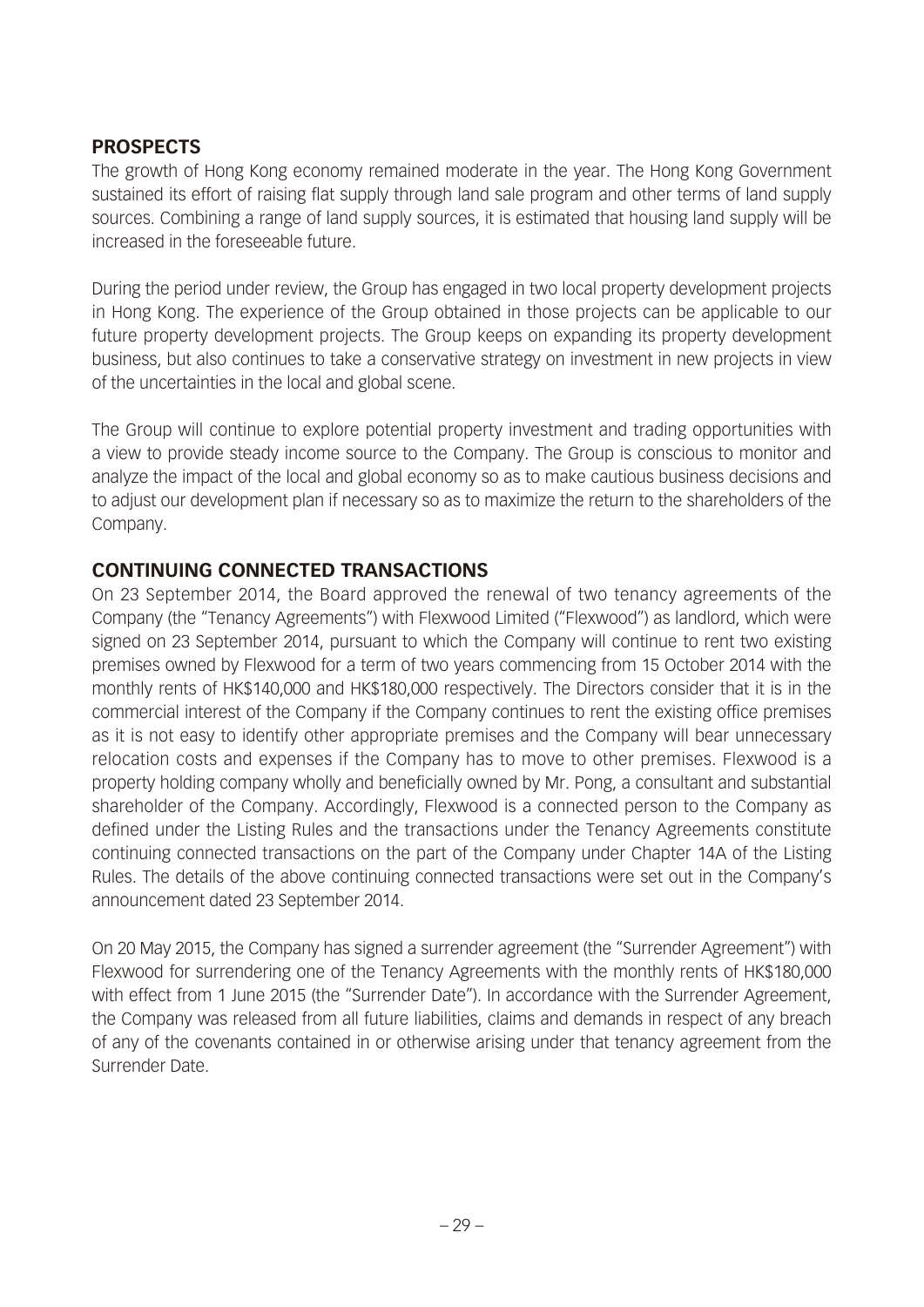## PROSPECTS

The growth of Hong Kong economy remained moderate in the year. The Hong Kong Government sustained its effort of raising flat supply through land sale program and other terms of land supply sources. Combining a range of land supply sources, it is estimated that housing land supply will be increased in the foreseeable future.

During the period under review, the Group has engaged in two local property development projects in Hong Kong. The experience of the Group obtained in those projects can be applicable to our future property development projects. The Group keeps on expanding its property development business, but also continues to take a conservative strategy on investment in new projects in view of the uncertainties in the local and global scene.

The Group will continue to explore potential property investment and trading opportunities with a view to provide steady income source to the Company. The Group is conscious to monitor and analyze the impact of the local and global economy so as to make cautious business decisions and to adjust our development plan if necessary so as to maximize the return to the shareholders of the Company.

## CONTINUING CONNECTED TRANSACTIONS

On 23 September 2014, the Board approved the renewal of two tenancy agreements of the Company (the "Tenancy Agreements") with Flexwood Limited ("Flexwood") as landlord, which were signed on 23 September 2014, pursuant to which the Company will continue to rent two existing premises owned by Flexwood for a term of two years commencing from 15 October 2014 with the monthly rents of HK$140,000 and HK$180,000 respectively. The Directors consider that it is in the commercial interest of the Company if the Company continues to rent the existing office premises as it is not easy to identify other appropriate premises and the Company will bear unnecessary relocation costs and expenses if the Company has to move to other premises. Flexwood is a property holding company wholly and beneficially owned by Mr. Pong, a consultant and substantial shareholder of the Company. Accordingly, Flexwood is a connected person to the Company as defined under the Listing Rules and the transactions under the Tenancy Agreements constitute continuing connected transactions on the part of the Company under Chapter 14A of the Listing Rules. The details of the above continuing connected transactions were set out in the Company's announcement dated 23 September 2014.

On 20 May 2015, the Company has signed a surrender agreement (the "Surrender Agreement") with Flexwood for surrendering one of the Tenancy Agreements with the monthly rents of HK$180,000 with effect from 1 June 2015 (the "Surrender Date"). In accordance with the Surrender Agreement, the Company was released from all future liabilities, claims and demands in respect of any breach of any of the covenants contained in or otherwise arising under that tenancy agreement from the Surrender Date.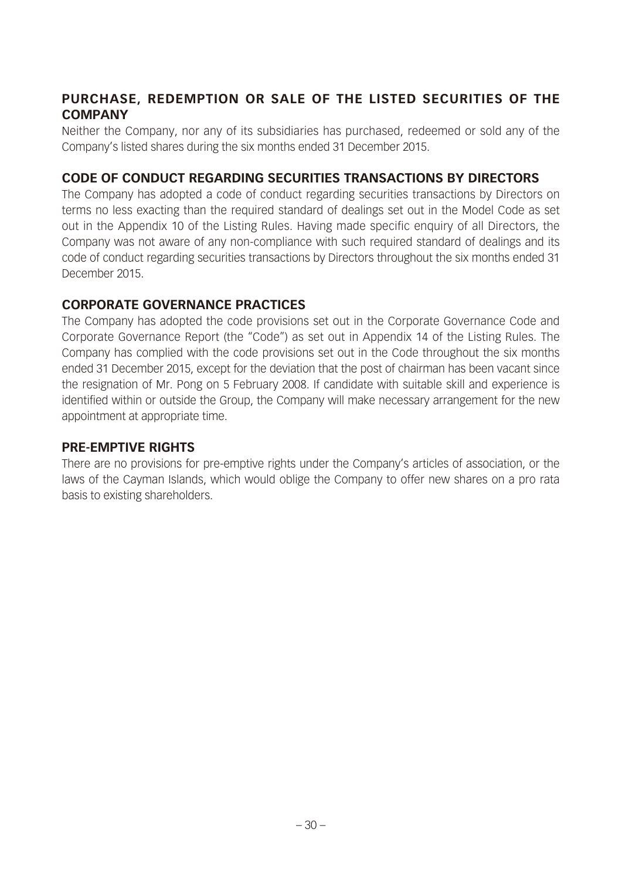## PURCHASE, REDEMPTION OR SALE OF THE LISTED SECURITIES OF THE COMPANY

Neither the Company, nor any of its subsidiaries has purchased, redeemed or sold any of the Company's listed shares during the six months ended 31 December 2015.

## CODE OF CONDUCT REGARDING SECURITIES TRANSACTIONS BY DIRECTORS

The Company has adopted a code of conduct regarding securities transactions by Directors on terms no less exacting than the required standard of dealings set out in the Model Code as set out in the Appendix 10 of the Listing Rules. Having made specific enquiry of all Directors, the Company was not aware of any non-compliance with such required standard of dealings and its code of conduct regarding securities transactions by Directors throughout the six months ended 31 December 2015.

## CORPORATE GOVERNANCE PRACTICES

The Company has adopted the code provisions set out in the Corporate Governance Code and Corporate Governance Report (the "Code") as set out in Appendix 14 of the Listing Rules. The Company has complied with the code provisions set out in the Code throughout the six months ended 31 December 2015, except for the deviation that the post of chairman has been vacant since the resignation of Mr. Pong on 5 February 2008. If candidate with suitable skill and experience is identified within or outside the Group, the Company will make necessary arrangement for the new appointment at appropriate time.

## PRE-EMPTIVE RIGHTS

There are no provisions for pre-emptive rights under the Company's articles of association, or the laws of the Cayman Islands, which would oblige the Company to offer new shares on a pro rata basis to existing shareholders.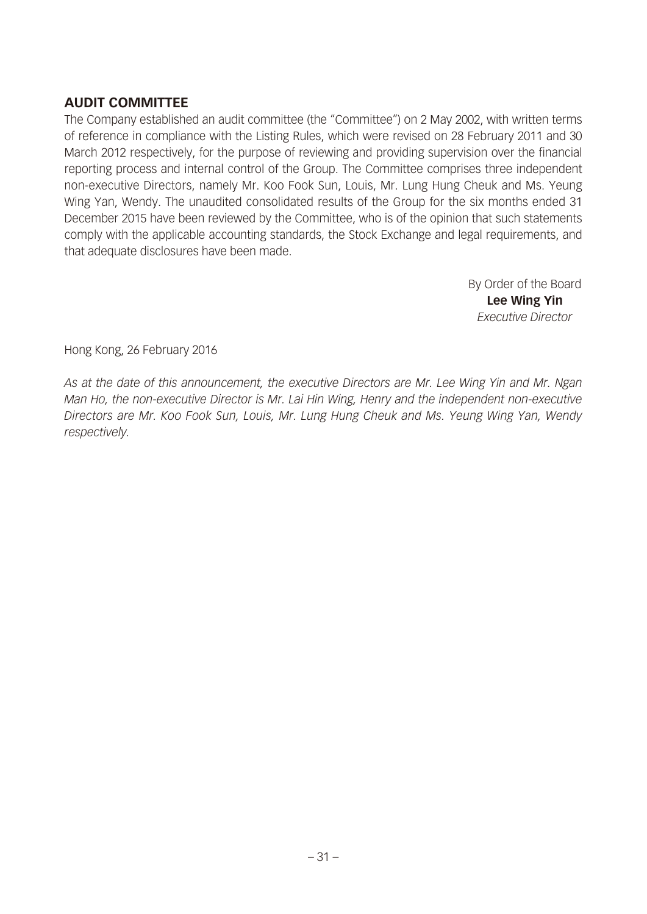## AUDIT COMMITTEE

The Company established an audit committee (the "Committee") on 2 May 2002, with written terms of reference in compliance with the Listing Rules, which were revised on 28 February 2011 and 30 March 2012 respectively, for the purpose of reviewing and providing supervision over the financial reporting process and internal control of the Group. The Committee comprises three independent non-executive Directors, namely Mr. Koo Fook Sun, Louis, Mr. Lung Hung Cheuk and Ms. Yeung Wing Yan, Wendy. The unaudited consolidated results of the Group for the six months ended 31 December 2015 have been reviewed by the Committee, who is of the opinion that such statements comply with the applicable accounting standards, the Stock Exchange and legal requirements, and that adequate disclosures have been made.

By Order of the Board
**Lee Wing Yin**
*Executive Director*

Hong Kong, 26 February 2016

*As at the date of this announcement, the executive Directors are Mr. Lee Wing Yin and Mr. Ngan Man Ho, the non-executive Director is Mr. Lai Hin Wing, Henry and the independent non-executive Directors are Mr. Koo Fook Sun, Louis, Mr. Lung Hung Cheuk and Ms. Yeung Wing Yan, Wendy respectively.*